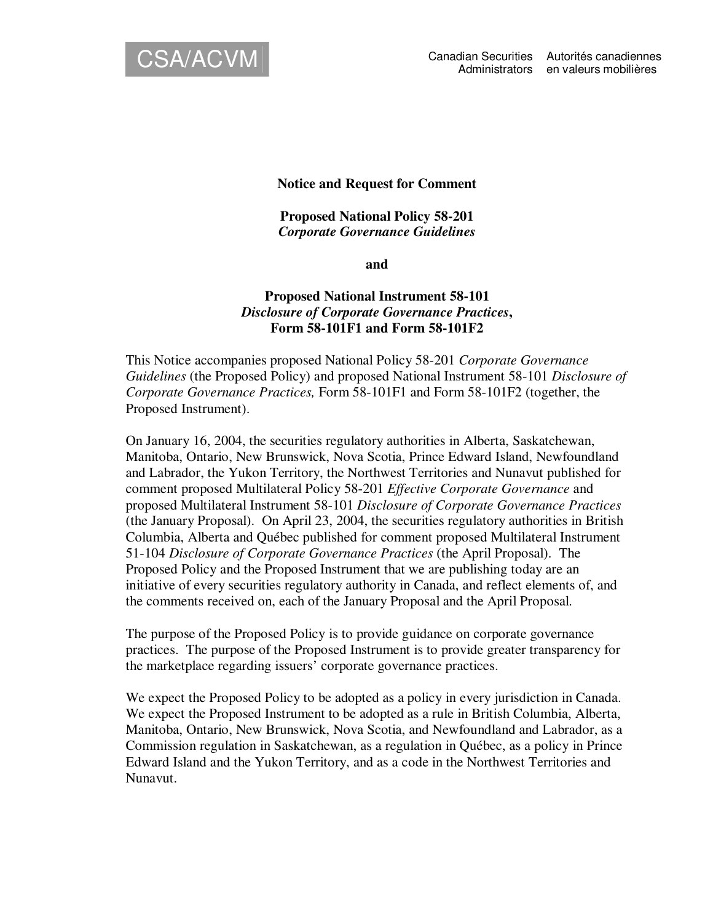CSA/ACVM

Canadian Securities Administrators | Autorités canadiennes en valeurs mobilières

**Notice and Request for Comment**

**Proposed National Policy 58-201**
***Corporate Governance Guidelines***

**and**

**Proposed National Instrument 58-101**
***Disclosure of Corporate Governance Practices*, Form 58-101F1 and Form 58-101F2**

This Notice accompanies proposed National Policy 58-201 *Corporate Governance Guidelines* (the Proposed Policy) and proposed National Instrument 58-101 *Disclosure of Corporate Governance Practices,* Form 58-101F1 and Form 58-101F2 (together, the Proposed Instrument).

On January 16, 2004, the securities regulatory authorities in Alberta, Saskatchewan, Manitoba, Ontario, New Brunswick, Nova Scotia, Prince Edward Island, Newfoundland and Labrador, the Yukon Territory, the Northwest Territories and Nunavut published for comment proposed Multilateral Policy 58-201 *Effective Corporate Governance* and proposed Multilateral Instrument 58-101 *Disclosure of Corporate Governance Practices* (the January Proposal). On April 23, 2004, the securities regulatory authorities in British Columbia, Alberta and Québec published for comment proposed Multilateral Instrument 51-104 *Disclosure of Corporate Governance Practices* (the April Proposal). The Proposed Policy and the Proposed Instrument that we are publishing today are an initiative of every securities regulatory authority in Canada, and reflect elements of, and the comments received on, each of the January Proposal and the April Proposal.

The purpose of the Proposed Policy is to provide guidance on corporate governance practices. The purpose of the Proposed Instrument is to provide greater transparency for the marketplace regarding issuers' corporate governance practices.

We expect the Proposed Policy to be adopted as a policy in every jurisdiction in Canada. We expect the Proposed Instrument to be adopted as a rule in British Columbia, Alberta, Manitoba, Ontario, New Brunswick, Nova Scotia, and Newfoundland and Labrador, as a Commission regulation in Saskatchewan, as a regulation in Québec, as a policy in Prince Edward Island and the Yukon Territory, and as a code in the Northwest Territories and Nunavut.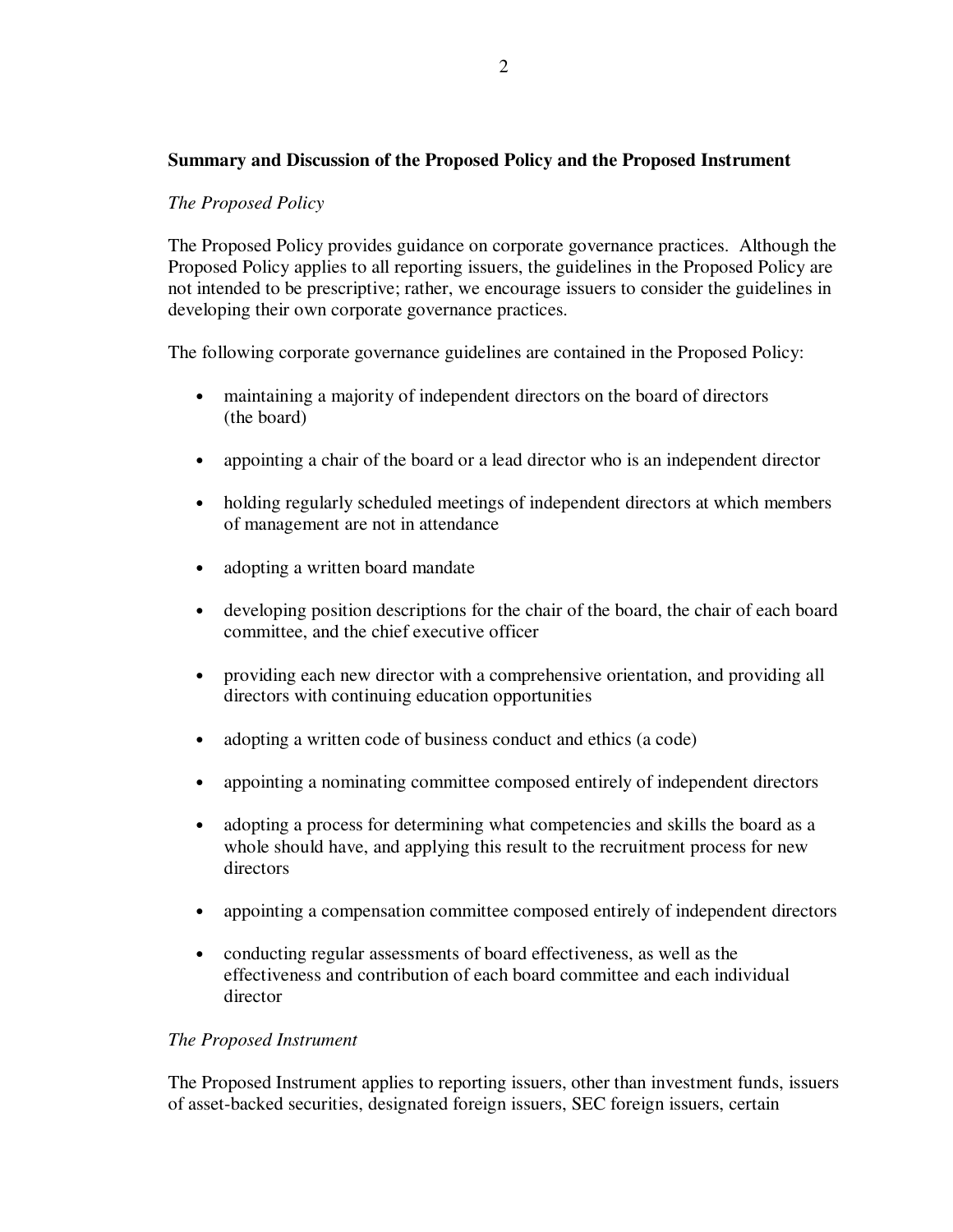**Summary and Discussion of the Proposed Policy and the Proposed Instrument**

*The Proposed Policy*

The Proposed Policy provides guidance on corporate governance practices. Although the Proposed Policy applies to all reporting issuers, the guidelines in the Proposed Policy are not intended to be prescriptive; rather, we encourage issuers to consider the guidelines in developing their own corporate governance practices.

The following corporate governance guidelines are contained in the Proposed Policy:

- maintaining a majority of independent directors on the board of directors (the board)
- appointing a chair of the board or a lead director who is an independent director
- holding regularly scheduled meetings of independent directors at which members of management are not in attendance
- adopting a written board mandate
- developing position descriptions for the chair of the board, the chair of each board committee, and the chief executive officer
- providing each new director with a comprehensive orientation, and providing all directors with continuing education opportunities
- adopting a written code of business conduct and ethics (a code)
- appointing a nominating committee composed entirely of independent directors
- adopting a process for determining what competencies and skills the board as a whole should have, and applying this result to the recruitment process for new directors
- appointing a compensation committee composed entirely of independent directors
- conducting regular assessments of board effectiveness, as well as the effectiveness and contribution of each board committee and each individual director

*The Proposed Instrument*

The Proposed Instrument applies to reporting issuers, other than investment funds, issuers of asset-backed securities, designated foreign issuers, SEC foreign issuers, certain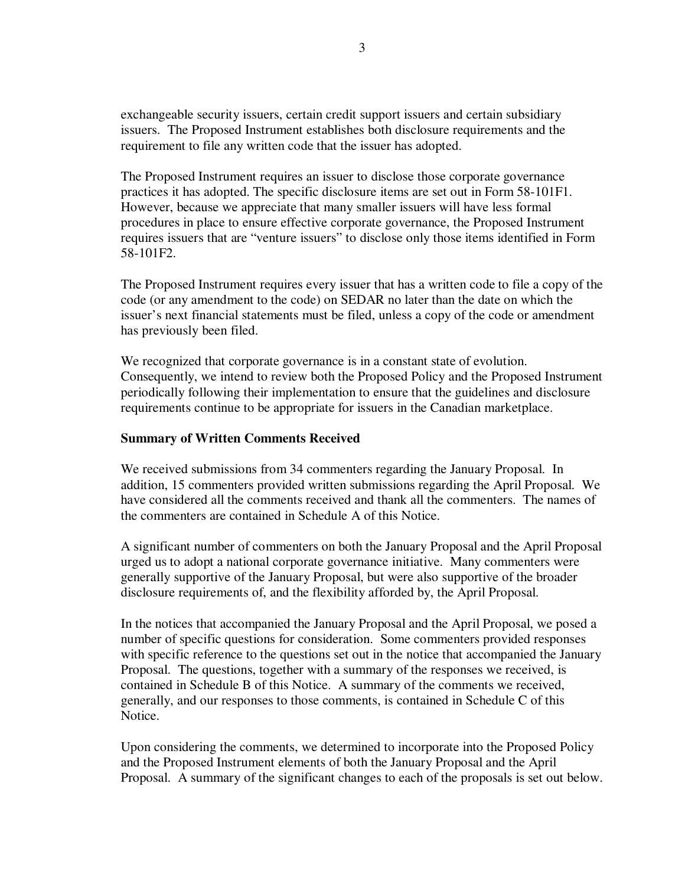exchangeable security issuers, certain credit support issuers and certain subsidiary issuers. The Proposed Instrument establishes both disclosure requirements and the requirement to file any written code that the issuer has adopted.

The Proposed Instrument requires an issuer to disclose those corporate governance practices it has adopted. The specific disclosure items are set out in Form 58-101F1. However, because we appreciate that many smaller issuers will have less formal procedures in place to ensure effective corporate governance, the Proposed Instrument requires issuers that are "venture issuers" to disclose only those items identified in Form 58-101F2.

The Proposed Instrument requires every issuer that has a written code to file a copy of the code (or any amendment to the code) on SEDAR no later than the date on which the issuer's next financial statements must be filed, unless a copy of the code or amendment has previously been filed.

We recognized that corporate governance is in a constant state of evolution. Consequently, we intend to review both the Proposed Policy and the Proposed Instrument periodically following their implementation to ensure that the guidelines and disclosure requirements continue to be appropriate for issuers in the Canadian marketplace.

**Summary of Written Comments Received**

We received submissions from 34 commenters regarding the January Proposal. In addition, 15 commenters provided written submissions regarding the April Proposal. We have considered all the comments received and thank all the commenters. The names of the commenters are contained in Schedule A of this Notice.

A significant number of commenters on both the January Proposal and the April Proposal urged us to adopt a national corporate governance initiative. Many commenters were generally supportive of the January Proposal, but were also supportive of the broader disclosure requirements of, and the flexibility afforded by, the April Proposal.

In the notices that accompanied the January Proposal and the April Proposal, we posed a number of specific questions for consideration. Some commenters provided responses with specific reference to the questions set out in the notice that accompanied the January Proposal. The questions, together with a summary of the responses we received, is contained in Schedule B of this Notice. A summary of the comments we received, generally, and our responses to those comments, is contained in Schedule C of this Notice.

Upon considering the comments, we determined to incorporate into the Proposed Policy and the Proposed Instrument elements of both the January Proposal and the April Proposal. A summary of the significant changes to each of the proposals is set out below.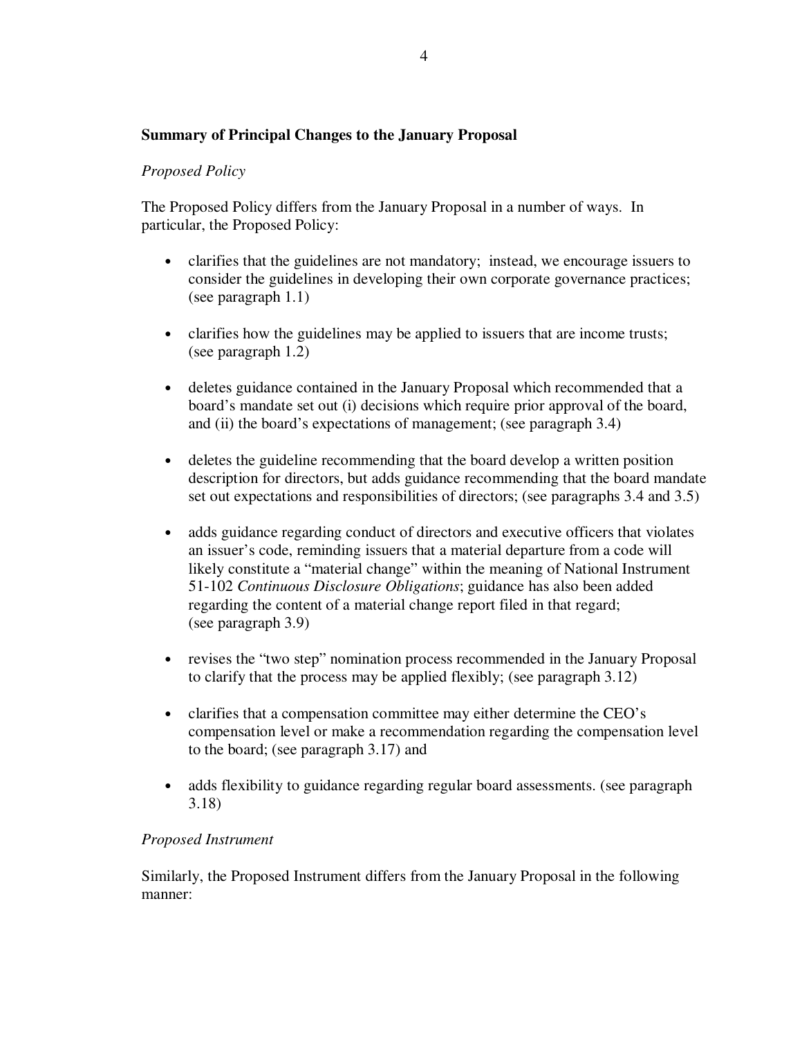**Summary of Principal Changes to the January Proposal**

*Proposed Policy*

The Proposed Policy differs from the January Proposal in a number of ways. In particular, the Proposed Policy:

- clarifies that the guidelines are not mandatory; instead, we encourage issuers to consider the guidelines in developing their own corporate governance practices; (see paragraph 1.1)

- clarifies how the guidelines may be applied to issuers that are income trusts; (see paragraph 1.2)

- deletes guidance contained in the January Proposal which recommended that a board's mandate set out (i) decisions which require prior approval of the board, and (ii) the board's expectations of management; (see paragraph 3.4)

- deletes the guideline recommending that the board develop a written position description for directors, but adds guidance recommending that the board mandate set out expectations and responsibilities of directors; (see paragraphs 3.4 and 3.5)

- adds guidance regarding conduct of directors and executive officers that violates an issuer's code, reminding issuers that a material departure from a code will likely constitute a "material change" within the meaning of National Instrument 51-102 *Continuous Disclosure Obligations*; guidance has also been added regarding the content of a material change report filed in that regard; (see paragraph 3.9)

- revises the "two step" nomination process recommended in the January Proposal to clarify that the process may be applied flexibly; (see paragraph 3.12)

- clarifies that a compensation committee may either determine the CEO's compensation level or make a recommendation regarding the compensation level to the board; (see paragraph 3.17) and

- adds flexibility to guidance regarding regular board assessments. (see paragraph 3.18)

*Proposed Instrument*

Similarly, the Proposed Instrument differs from the January Proposal in the following manner: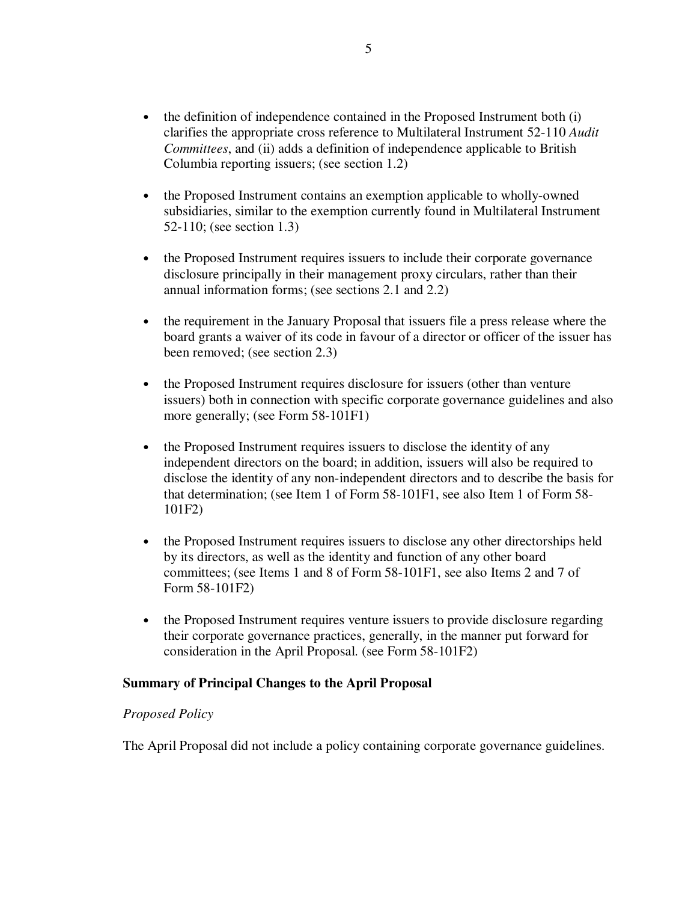- the definition of independence contained in the Proposed Instrument both (i) clarifies the appropriate cross reference to Multilateral Instrument 52-110 *Audit Committees*, and (ii) adds a definition of independence applicable to British Columbia reporting issuers; (see section 1.2)

- the Proposed Instrument contains an exemption applicable to wholly-owned subsidiaries, similar to the exemption currently found in Multilateral Instrument 52-110; (see section 1.3)

- the Proposed Instrument requires issuers to include their corporate governance disclosure principally in their management proxy circulars, rather than their annual information forms; (see sections 2.1 and 2.2)

- the requirement in the January Proposal that issuers file a press release where the board grants a waiver of its code in favour of a director or officer of the issuer has been removed; (see section 2.3)

- the Proposed Instrument requires disclosure for issuers (other than venture issuers) both in connection with specific corporate governance guidelines and also more generally; (see Form 58-101F1)

- the Proposed Instrument requires issuers to disclose the identity of any independent directors on the board; in addition, issuers will also be required to disclose the identity of any non-independent directors and to describe the basis for that determination; (see Item 1 of Form 58-101F1, see also Item 1 of Form 58-101F2)

- the Proposed Instrument requires issuers to disclose any other directorships held by its directors, as well as the identity and function of any other board committees; (see Items 1 and 8 of Form 58-101F1, see also Items 2 and 7 of Form 58-101F2)

- the Proposed Instrument requires venture issuers to provide disclosure regarding their corporate governance practices, generally, in the manner put forward for consideration in the April Proposal. (see Form 58-101F2)

**Summary of Principal Changes to the April Proposal**

*Proposed Policy*

The April Proposal did not include a policy containing corporate governance guidelines.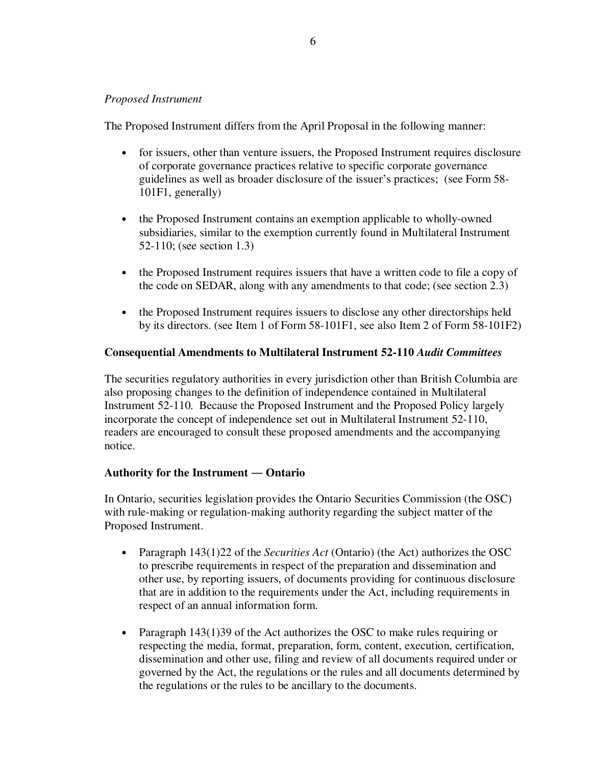*Proposed Instrument*

The Proposed Instrument differs from the April Proposal in the following manner:

- for issuers, other than venture issuers, the Proposed Instrument requires disclosure of corporate governance practices relative to specific corporate governance guidelines as well as broader disclosure of the issuer's practices; (see Form 58-101F1, generally)
- the Proposed Instrument contains an exemption applicable to wholly-owned subsidiaries, similar to the exemption currently found in Multilateral Instrument 52-110; (see section 1.3)
- the Proposed Instrument requires issuers that have a written code to file a copy of the code on SEDAR, along with any amendments to that code; (see section 2.3)
- the Proposed Instrument requires issuers to disclose any other directorships held by its directors. (see Item 1 of Form 58-101F1, see also Item 2 of Form 58-101F2)

**Consequential Amendments to Multilateral Instrument 52-110 *Audit Committees***

The securities regulatory authorities in every jurisdiction other than British Columbia are also proposing changes to the definition of independence contained in Multilateral Instrument 52-110. Because the Proposed Instrument and the Proposed Policy largely incorporate the concept of independence set out in Multilateral Instrument 52-110, readers are encouraged to consult these proposed amendments and the accompanying notice.

**Authority for the Instrument — Ontario**

In Ontario, securities legislation provides the Ontario Securities Commission (the OSC) with rule-making or regulation-making authority regarding the subject matter of the Proposed Instrument.

- Paragraph 143(1)22 of the *Securities Act* (Ontario) (the Act) authorizes the OSC to prescribe requirements in respect of the preparation and dissemination and other use, by reporting issuers, of documents providing for continuous disclosure that are in addition to the requirements under the Act, including requirements in respect of an annual information form.
- Paragraph 143(1)39 of the Act authorizes the OSC to make rules requiring or respecting the media, format, preparation, form, content, execution, certification, dissemination and other use, filing and review of all documents required under or governed by the Act, the regulations or the rules and all documents determined by the regulations or the rules to be ancillary to the documents.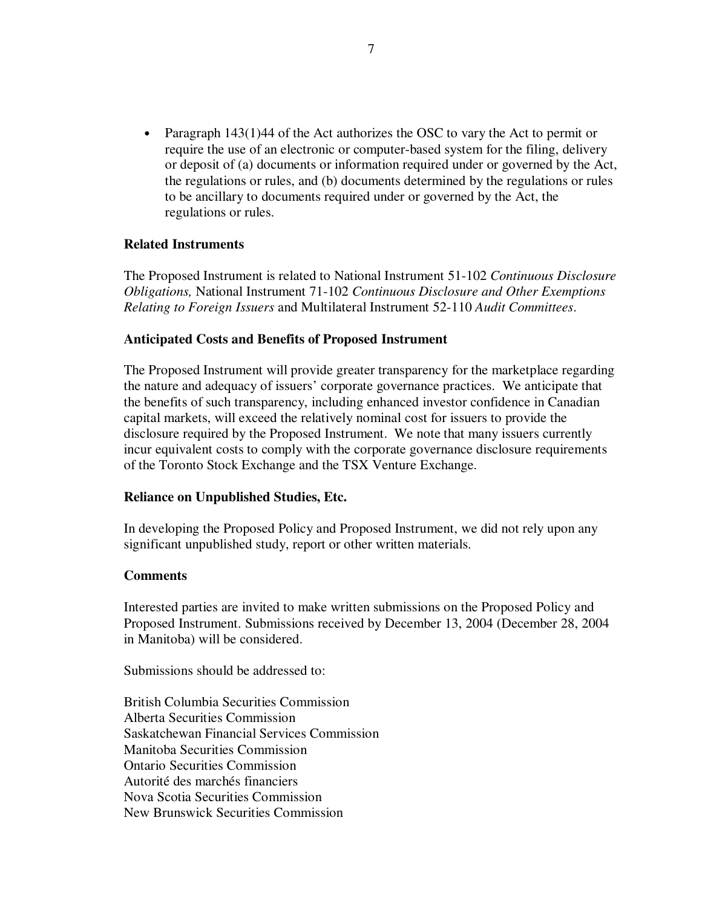- Paragraph 143(1)44 of the Act authorizes the OSC to vary the Act to permit or require the use of an electronic or computer-based system for the filing, delivery or deposit of (a) documents or information required under or governed by the Act, the regulations or rules, and (b) documents determined by the regulations or rules to be ancillary to documents required under or governed by the Act, the regulations or rules.

**Related Instruments**

The Proposed Instrument is related to National Instrument 51-102 *Continuous Disclosure Obligations,* National Instrument 71-102 *Continuous Disclosure and Other Exemptions Relating to Foreign Issuers* and Multilateral Instrument 52-110 *Audit Committees*.

**Anticipated Costs and Benefits of Proposed Instrument**

The Proposed Instrument will provide greater transparency for the marketplace regarding the nature and adequacy of issuers' corporate governance practices. We anticipate that the benefits of such transparency, including enhanced investor confidence in Canadian capital markets, will exceed the relatively nominal cost for issuers to provide the disclosure required by the Proposed Instrument. We note that many issuers currently incur equivalent costs to comply with the corporate governance disclosure requirements of the Toronto Stock Exchange and the TSX Venture Exchange.

**Reliance on Unpublished Studies, Etc.**

In developing the Proposed Policy and Proposed Instrument, we did not rely upon any significant unpublished study, report or other written materials.

**Comments**

Interested parties are invited to make written submissions on the Proposed Policy and Proposed Instrument. Submissions received by December 13, 2004 (December 28, 2004 in Manitoba) will be considered.

Submissions should be addressed to:

British Columbia Securities Commission
Alberta Securities Commission
Saskatchewan Financial Services Commission
Manitoba Securities Commission
Ontario Securities Commission
Autorité des marchés financiers
Nova Scotia Securities Commission
New Brunswick Securities Commission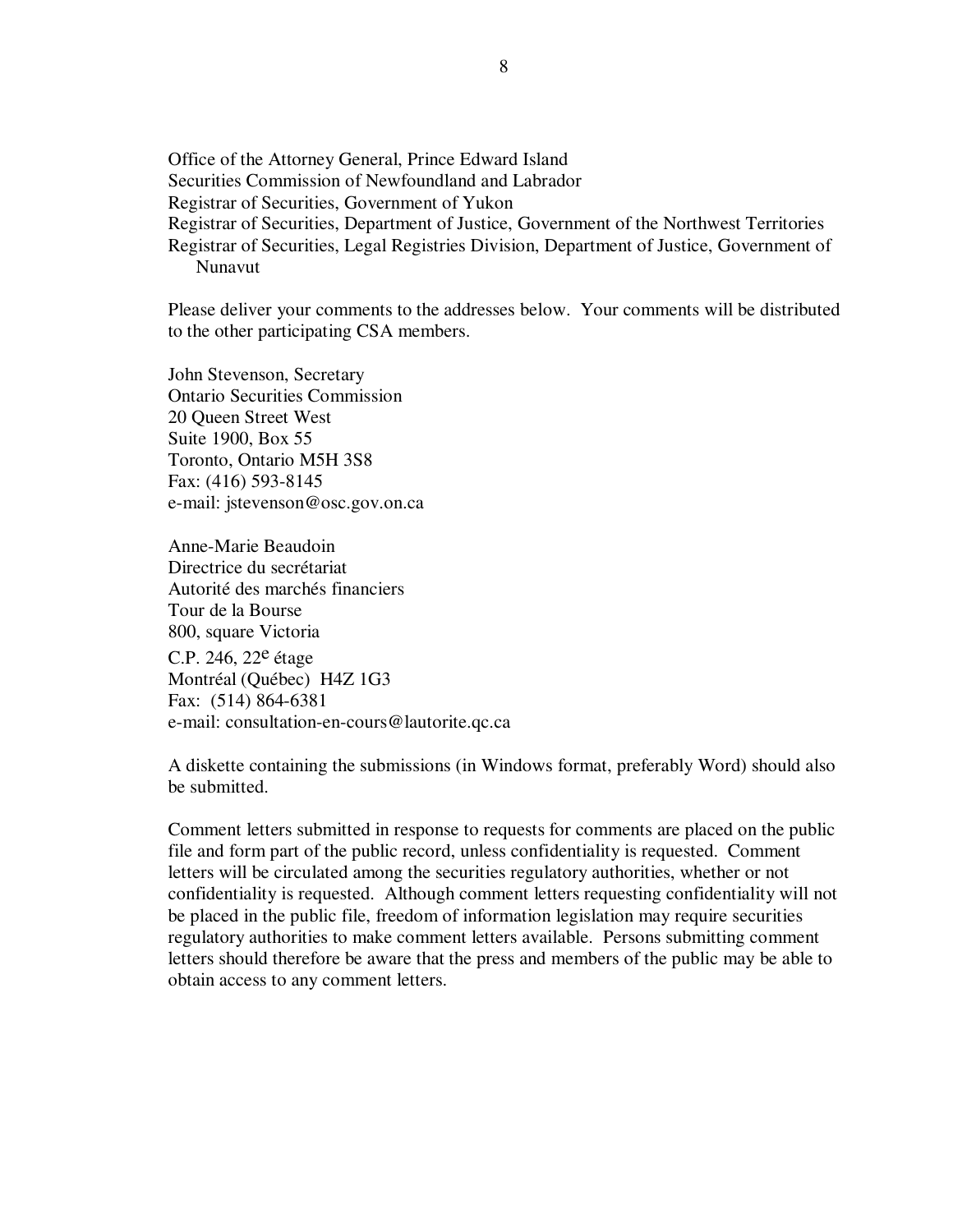Office of the Attorney General, Prince Edward Island
Securities Commission of Newfoundland and Labrador
Registrar of Securities, Government of Yukon
Registrar of Securities, Department of Justice, Government of the Northwest Territories
Registrar of Securities, Legal Registries Division, Department of Justice, Government of Nunavut

Please deliver your comments to the addresses below. Your comments will be distributed to the other participating CSA members.

John Stevenson, Secretary
Ontario Securities Commission
20 Queen Street West
Suite 1900, Box 55
Toronto, Ontario M5H 3S8
Fax: (416) 593-8145
e-mail: jstevenson@osc.gov.on.ca

Anne-Marie Beaudoin
Directrice du secrétariat
Autorité des marchés financiers
Tour de la Bourse
800, square Victoria
C.P. 246, 22e étage
Montréal (Québec) H4Z 1G3
Fax: (514) 864-6381
e-mail: consultation-en-cours@lautorite.qc.ca

A diskette containing the submissions (in Windows format, preferably Word) should also be submitted.

Comment letters submitted in response to requests for comments are placed on the public file and form part of the public record, unless confidentiality is requested. Comment letters will be circulated among the securities regulatory authorities, whether or not confidentiality is requested. Although comment letters requesting confidentiality will not be placed in the public file, freedom of information legislation may require securities regulatory authorities to make comment letters available. Persons submitting comment letters should therefore be aware that the press and members of the public may be able to obtain access to any comment letters.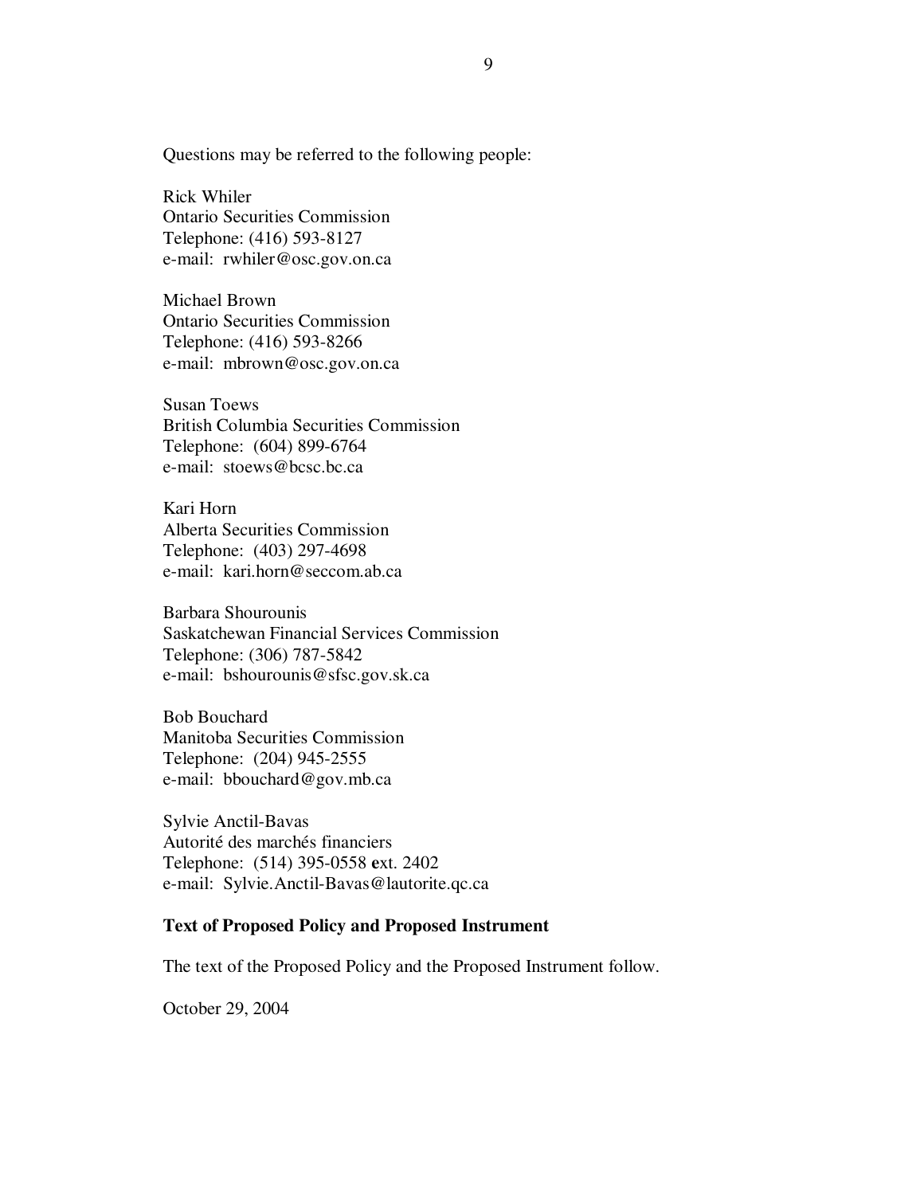Questions may be referred to the following people:

Rick Whiler
Ontario Securities Commission
Telephone: (416) 593-8127
e-mail: rwhiler@osc.gov.on.ca

Michael Brown
Ontario Securities Commission
Telephone: (416) 593-8266
e-mail: mbrown@osc.gov.on.ca

Susan Toews
British Columbia Securities Commission
Telephone: (604) 899-6764
e-mail: stoews@bcsc.bc.ca

Kari Horn
Alberta Securities Commission
Telephone: (403) 297-4698
e-mail: kari.horn@seccom.ab.ca

Barbara Shourounis
Saskatchewan Financial Services Commission
Telephone: (306) 787-5842
e-mail: bshourounis@sfsc.gov.sk.ca

Bob Bouchard
Manitoba Securities Commission
Telephone: (204) 945-2555
e-mail: bbouchard@gov.mb.ca

Sylvie Anctil-Bavas
Autorité des marchés financiers
Telephone: (514) 395-0558 ext. 2402
e-mail: Sylvie.Anctil-Bavas@lautorite.qc.ca

**Text of Proposed Policy and Proposed Instrument**

The text of the Proposed Policy and the Proposed Instrument follow.

October 29, 2004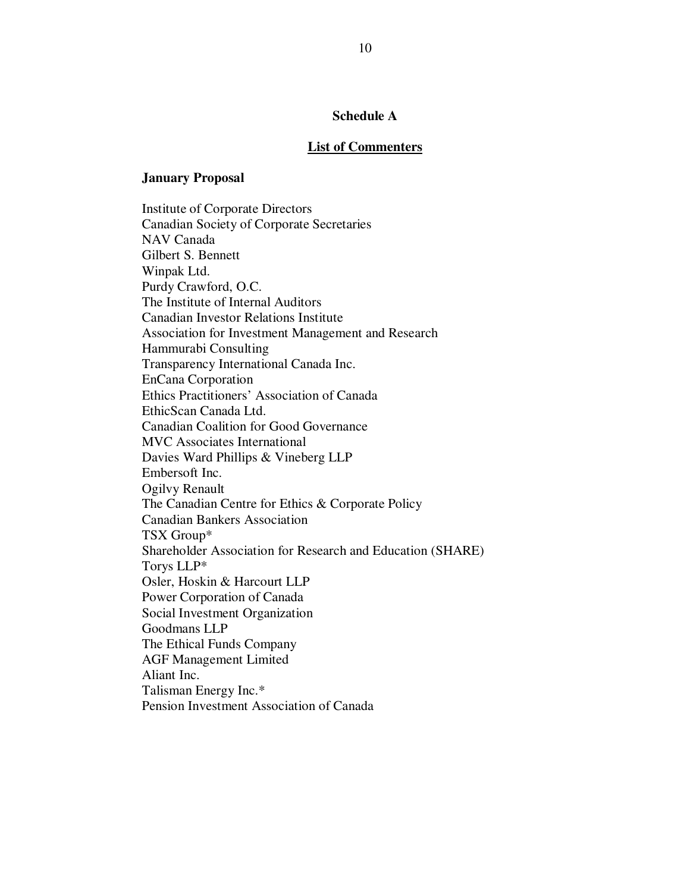## Schedule A

## List of Commenters

### January Proposal

Institute of Corporate Directors
Canadian Society of Corporate Secretaries
NAV Canada
Gilbert S. Bennett
Winpak Ltd.
Purdy Crawford, O.C.
The Institute of Internal Auditors
Canadian Investor Relations Institute
Association for Investment Management and Research
Hammurabi Consulting
Transparency International Canada Inc.
EnCana Corporation
Ethics Practitioners' Association of Canada
EthicScan Canada Ltd.
Canadian Coalition for Good Governance
MVC Associates International
Davies Ward Phillips & Vineberg LLP
Embersoft Inc.
Ogilvy Renault
The Canadian Centre for Ethics & Corporate Policy
Canadian Bankers Association
TSX Group*
Shareholder Association for Research and Education (SHARE)
Torys LLP*
Osler, Hoskin & Harcourt LLP
Power Corporation of Canada
Social Investment Organization
Goodmans LLP
The Ethical Funds Company
AGF Management Limited
Aliant Inc.
Talisman Energy Inc.*
Pension Investment Association of Canada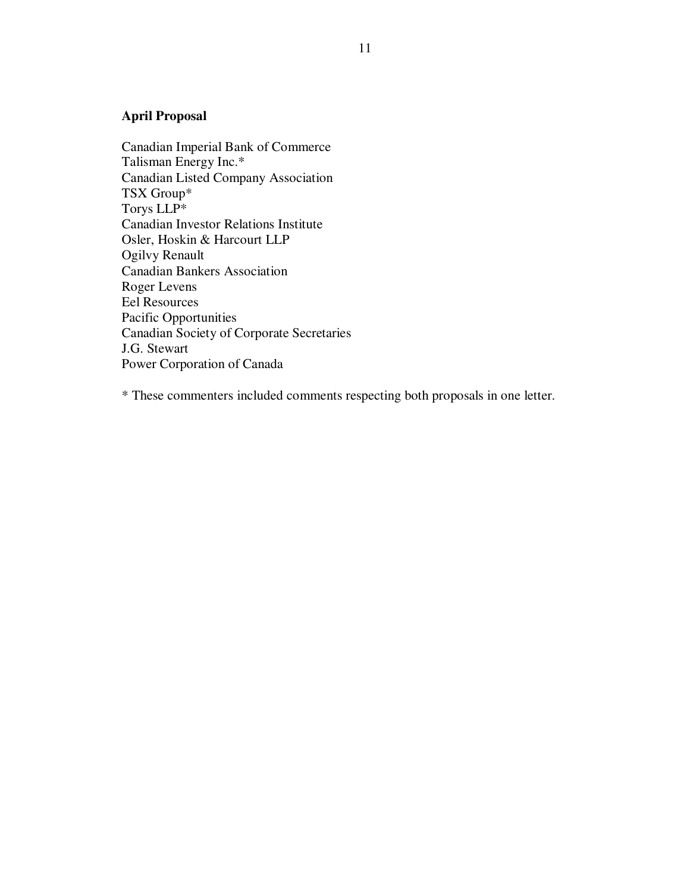**April Proposal**

Canadian Imperial Bank of Commerce
Talisman Energy Inc.*
Canadian Listed Company Association
TSX Group*
Torys LLP*
Canadian Investor Relations Institute
Osler, Hoskin & Harcourt LLP
Ogilvy Renault
Canadian Bankers Association
Roger Levens
Eel Resources
Pacific Opportunities
Canadian Society of Corporate Secretaries
J.G. Stewart
Power Corporation of Canada

* These commenters included comments respecting both proposals in one letter.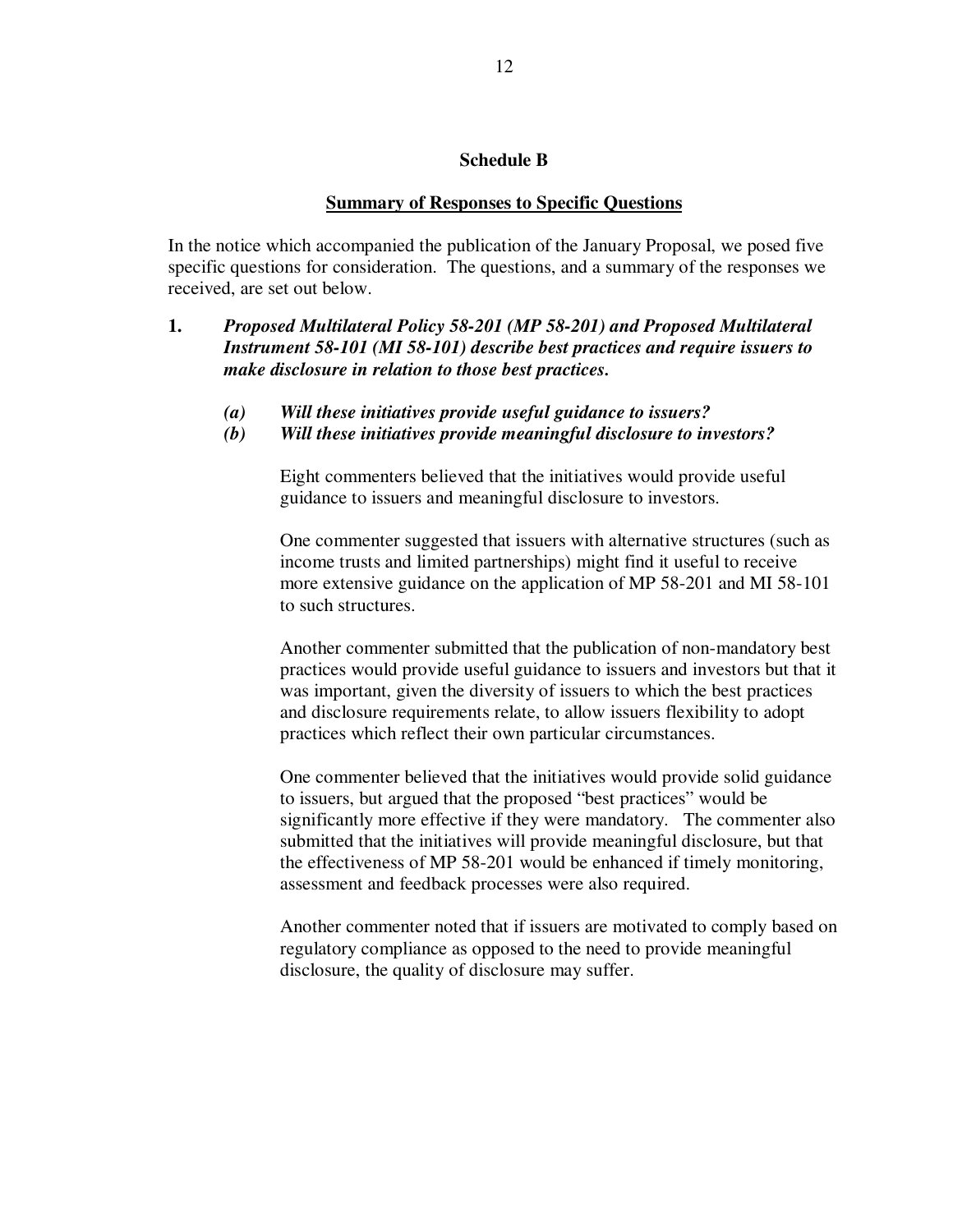## Schedule B

### Summary of Responses to Specific Questions

In the notice which accompanied the publication of the January Proposal, we posed five specific questions for consideration. The questions, and a summary of the responses we received, are set out below.

**1.** ***Proposed Multilateral Policy 58-201 (MP 58-201) and Proposed Multilateral Instrument 58-101 (MI 58-101) describe best practices and require issuers to make disclosure in relation to those best practices.***

***(a)*** ***Will these initiatives provide useful guidance to issuers?***

***(b)*** ***Will these initiatives provide meaningful disclosure to investors?***

Eight commenters believed that the initiatives would provide useful guidance to issuers and meaningful disclosure to investors.

One commenter suggested that issuers with alternative structures (such as income trusts and limited partnerships) might find it useful to receive more extensive guidance on the application of MP 58-201 and MI 58-101 to such structures.

Another commenter submitted that the publication of non-mandatory best practices would provide useful guidance to issuers and investors but that it was important, given the diversity of issuers to which the best practices and disclosure requirements relate, to allow issuers flexibility to adopt practices which reflect their own particular circumstances.

One commenter believed that the initiatives would provide solid guidance to issuers, but argued that the proposed "best practices" would be significantly more effective if they were mandatory. The commenter also submitted that the initiatives will provide meaningful disclosure, but that the effectiveness of MP 58-201 would be enhanced if timely monitoring, assessment and feedback processes were also required.

Another commenter noted that if issuers are motivated to comply based on regulatory compliance as opposed to the need to provide meaningful disclosure, the quality of disclosure may suffer.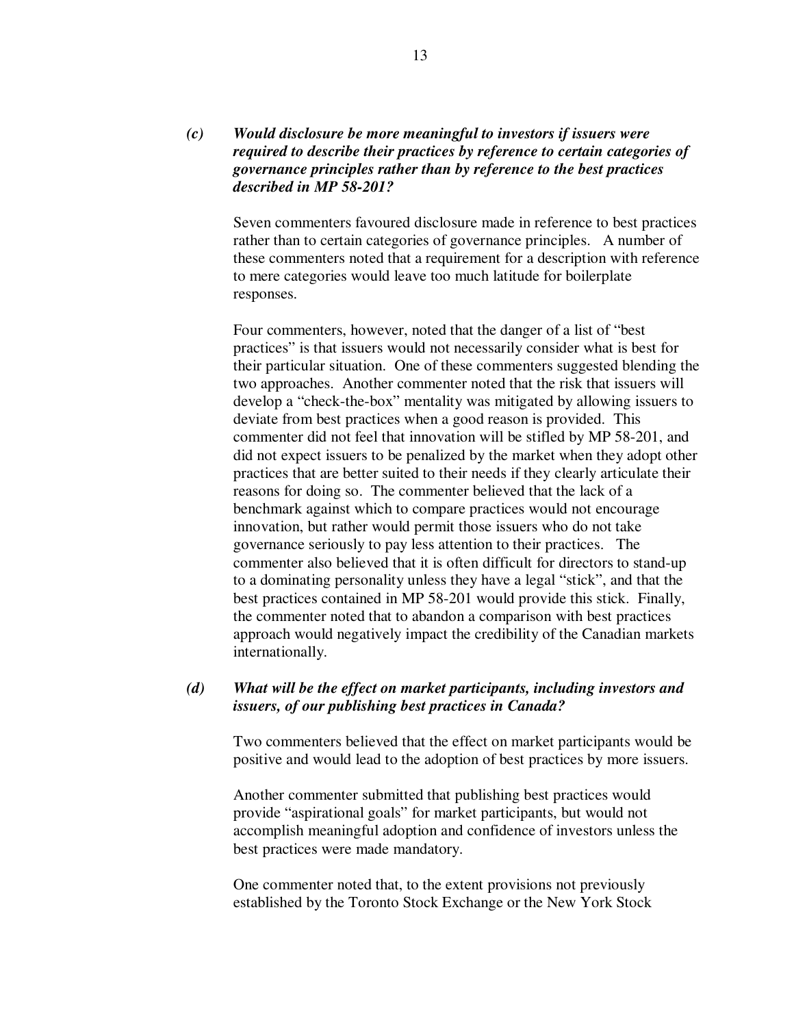***(c) Would disclosure be more meaningful to investors if issuers were required to describe their practices by reference to certain categories of governance principles rather than by reference to the best practices described in MP 58-201?***

Seven commenters favoured disclosure made in reference to best practices rather than to certain categories of governance principles. A number of these commenters noted that a requirement for a description with reference to mere categories would leave too much latitude for boilerplate responses.

Four commenters, however, noted that the danger of a list of "best practices" is that issuers would not necessarily consider what is best for their particular situation. One of these commenters suggested blending the two approaches. Another commenter noted that the risk that issuers will develop a "check-the-box" mentality was mitigated by allowing issuers to deviate from best practices when a good reason is provided. This commenter did not feel that innovation will be stifled by MP 58-201, and did not expect issuers to be penalized by the market when they adopt other practices that are better suited to their needs if they clearly articulate their reasons for doing so. The commenter believed that the lack of a benchmark against which to compare practices would not encourage innovation, but rather would permit those issuers who do not take governance seriously to pay less attention to their practices. The commenter also believed that it is often difficult for directors to stand-up to a dominating personality unless they have a legal "stick", and that the best practices contained in MP 58-201 would provide this stick. Finally, the commenter noted that to abandon a comparison with best practices approach would negatively impact the credibility of the Canadian markets internationally.

***(d) What will be the effect on market participants, including investors and issuers, of our publishing best practices in Canada?***

Two commenters believed that the effect on market participants would be positive and would lead to the adoption of best practices by more issuers.

Another commenter submitted that publishing best practices would provide "aspirational goals" for market participants, but would not accomplish meaningful adoption and confidence of investors unless the best practices were made mandatory.

One commenter noted that, to the extent provisions not previously established by the Toronto Stock Exchange or the New York Stock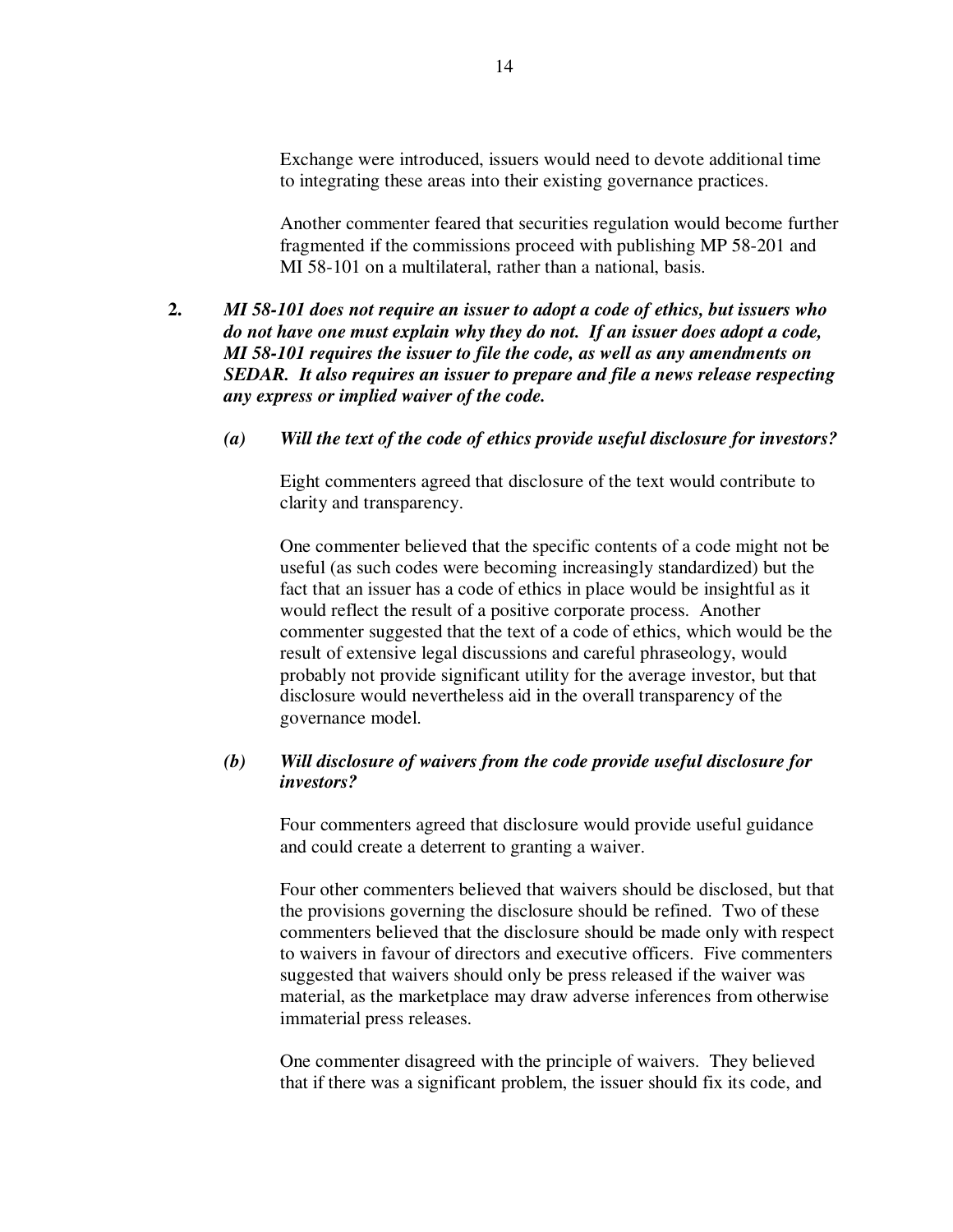Exchange were introduced, issuers would need to devote additional time to integrating these areas into their existing governance practices.

Another commenter feared that securities regulation would become further fragmented if the commissions proceed with publishing MP 58-201 and MI 58-101 on a multilateral, rather than a national, basis.

**2.** ***MI 58-101 does not require an issuer to adopt a code of ethics, but issuers who do not have one must explain why they do not. If an issuer does adopt a code, MI 58-101 requires the issuer to file the code, as well as any amendments on SEDAR. It also requires an issuer to prepare and file a news release respecting any express or implied waiver of the code.***

***(a)*** ***Will the text of the code of ethics provide useful disclosure for investors?***

Eight commenters agreed that disclosure of the text would contribute to clarity and transparency.

One commenter believed that the specific contents of a code might not be useful (as such codes were becoming increasingly standardized) but the fact that an issuer has a code of ethics in place would be insightful as it would reflect the result of a positive corporate process. Another commenter suggested that the text of a code of ethics, which would be the result of extensive legal discussions and careful phraseology, would probably not provide significant utility for the average investor, but that disclosure would nevertheless aid in the overall transparency of the governance model.

***(b)*** ***Will disclosure of waivers from the code provide useful disclosure for investors?***

Four commenters agreed that disclosure would provide useful guidance and could create a deterrent to granting a waiver.

Four other commenters believed that waivers should be disclosed, but that the provisions governing the disclosure should be refined. Two of these commenters believed that the disclosure should be made only with respect to waivers in favour of directors and executive officers. Five commenters suggested that waivers should only be press released if the waiver was material, as the marketplace may draw adverse inferences from otherwise immaterial press releases.

One commenter disagreed with the principle of waivers. They believed that if there was a significant problem, the issuer should fix its code, and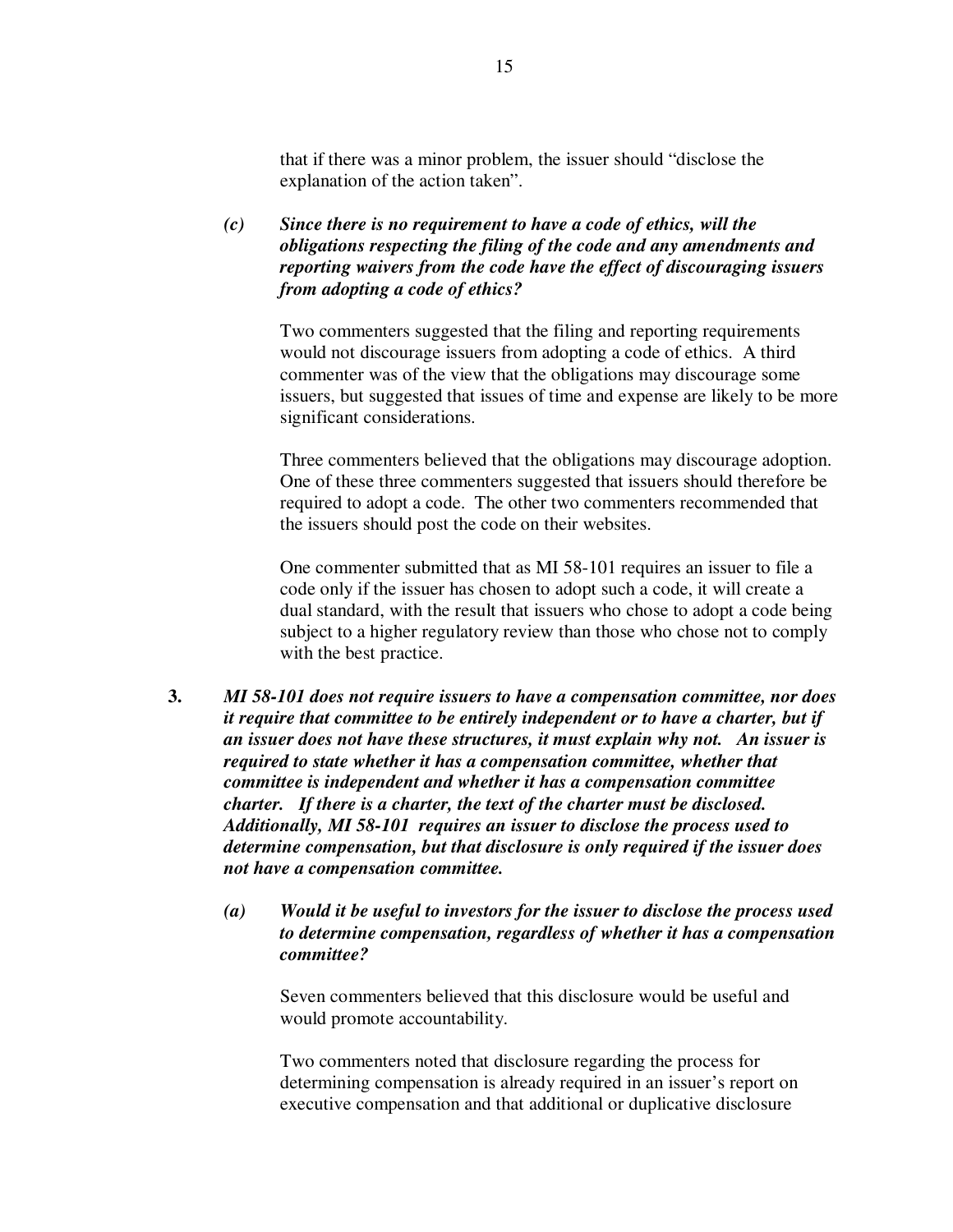that if there was a minor problem, the issuer should "disclose the explanation of the action taken".

***(c) Since there is no requirement to have a code of ethics, will the obligations respecting the filing of the code and any amendments and reporting waivers from the code have the effect of discouraging issuers from adopting a code of ethics?***

Two commenters suggested that the filing and reporting requirements would not discourage issuers from adopting a code of ethics. A third commenter was of the view that the obligations may discourage some issuers, but suggested that issues of time and expense are likely to be more significant considerations.

Three commenters believed that the obligations may discourage adoption. One of these three commenters suggested that issuers should therefore be required to adopt a code. The other two commenters recommended that the issuers should post the code on their websites.

One commenter submitted that as MI 58-101 requires an issuer to file a code only if the issuer has chosen to adopt such a code, it will create a dual standard, with the result that issuers who chose to adopt a code being subject to a higher regulatory review than those who chose not to comply with the best practice.

**3.** ***MI 58-101 does not require issuers to have a compensation committee, nor does it require that committee to be entirely independent or to have a charter, but if an issuer does not have these structures, it must explain why not. An issuer is required to state whether it has a compensation committee, whether that committee is independent and whether it has a compensation committee charter. If there is a charter, the text of the charter must be disclosed. Additionally, MI 58-101 requires an issuer to disclose the process used to determine compensation, but that disclosure is only required if the issuer does not have a compensation committee.***

***(a) Would it be useful to investors for the issuer to disclose the process used to determine compensation, regardless of whether it has a compensation committee?***

Seven commenters believed that this disclosure would be useful and would promote accountability.

Two commenters noted that disclosure regarding the process for determining compensation is already required in an issuer's report on executive compensation and that additional or duplicative disclosure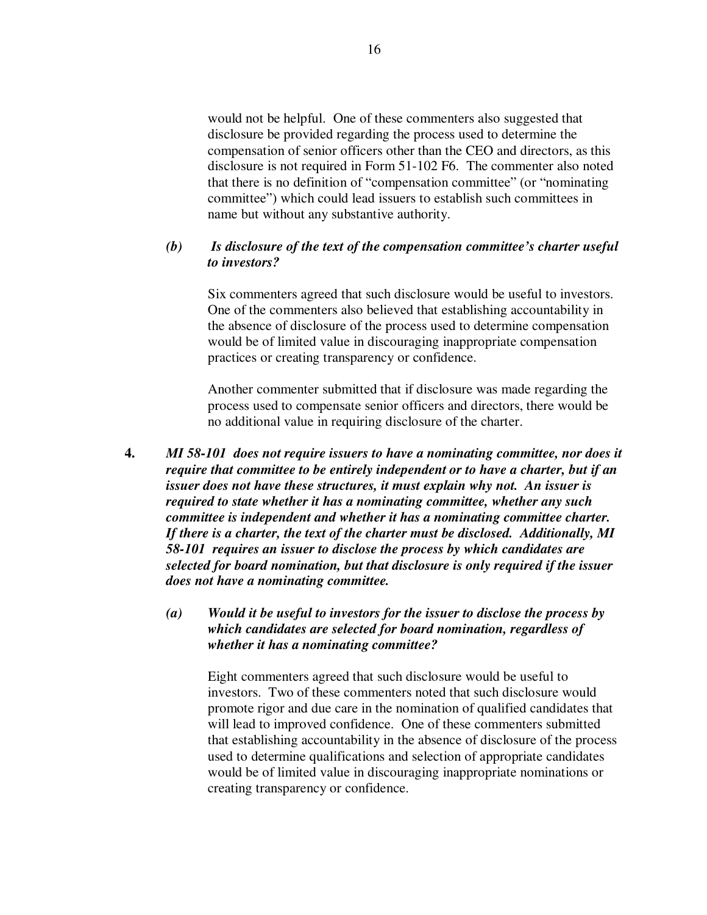would not be helpful. One of these commenters also suggested that disclosure be provided regarding the process used to determine the compensation of senior officers other than the CEO and directors, as this disclosure is not required in Form 51-102 F6. The commenter also noted that there is no definition of "compensation committee" (or "nominating committee") which could lead issuers to establish such committees in name but without any substantive authority.

***(b) Is disclosure of the text of the compensation committee's charter useful to investors?***

Six commenters agreed that such disclosure would be useful to investors. One of the commenters also believed that establishing accountability in the absence of disclosure of the process used to determine compensation would be of limited value in discouraging inappropriate compensation practices or creating transparency or confidence.

Another commenter submitted that if disclosure was made regarding the process used to compensate senior officers and directors, there would be no additional value in requiring disclosure of the charter.

**4.** ***MI 58-101 does not require issuers to have a nominating committee, nor does it require that committee to be entirely independent or to have a charter, but if an issuer does not have these structures, it must explain why not. An issuer is required to state whether it has a nominating committee, whether any such committee is independent and whether it has a nominating committee charter. If there is a charter, the text of the charter must be disclosed. Additionally, MI 58-101 requires an issuer to disclose the process by which candidates are selected for board nomination, but that disclosure is only required if the issuer does not have a nominating committee.***

***(a) Would it be useful to investors for the issuer to disclose the process by which candidates are selected for board nomination, regardless of whether it has a nominating committee?***

Eight commenters agreed that such disclosure would be useful to investors. Two of these commenters noted that such disclosure would promote rigor and due care in the nomination of qualified candidates that will lead to improved confidence. One of these commenters submitted that establishing accountability in the absence of disclosure of the process used to determine qualifications and selection of appropriate candidates would be of limited value in discouraging inappropriate nominations or creating transparency or confidence.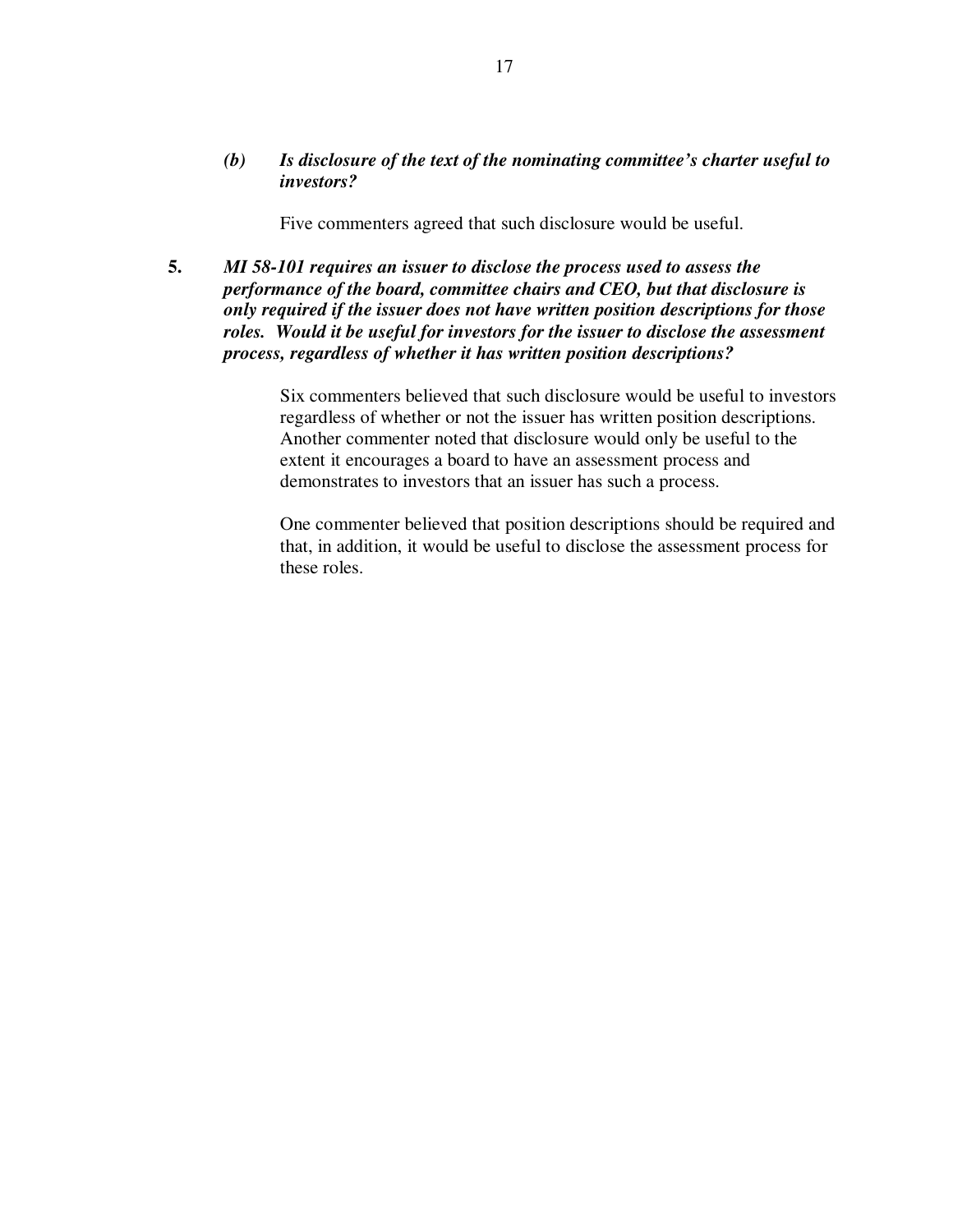***(b)*** ***Is disclosure of the text of the nominating committee's charter useful to investors?***

Five commenters agreed that such disclosure would be useful.

**5.** ***MI 58-101 requires an issuer to disclose the process used to assess the performance of the board, committee chairs and CEO, but that disclosure is only required if the issuer does not have written position descriptions for those roles. Would it be useful for investors for the issuer to disclose the assessment process, regardless of whether it has written position descriptions?***

Six commenters believed that such disclosure would be useful to investors regardless of whether or not the issuer has written position descriptions. Another commenter noted that disclosure would only be useful to the extent it encourages a board to have an assessment process and demonstrates to investors that an issuer has such a process.

One commenter believed that position descriptions should be required and that, in addition, it would be useful to disclose the assessment process for these roles.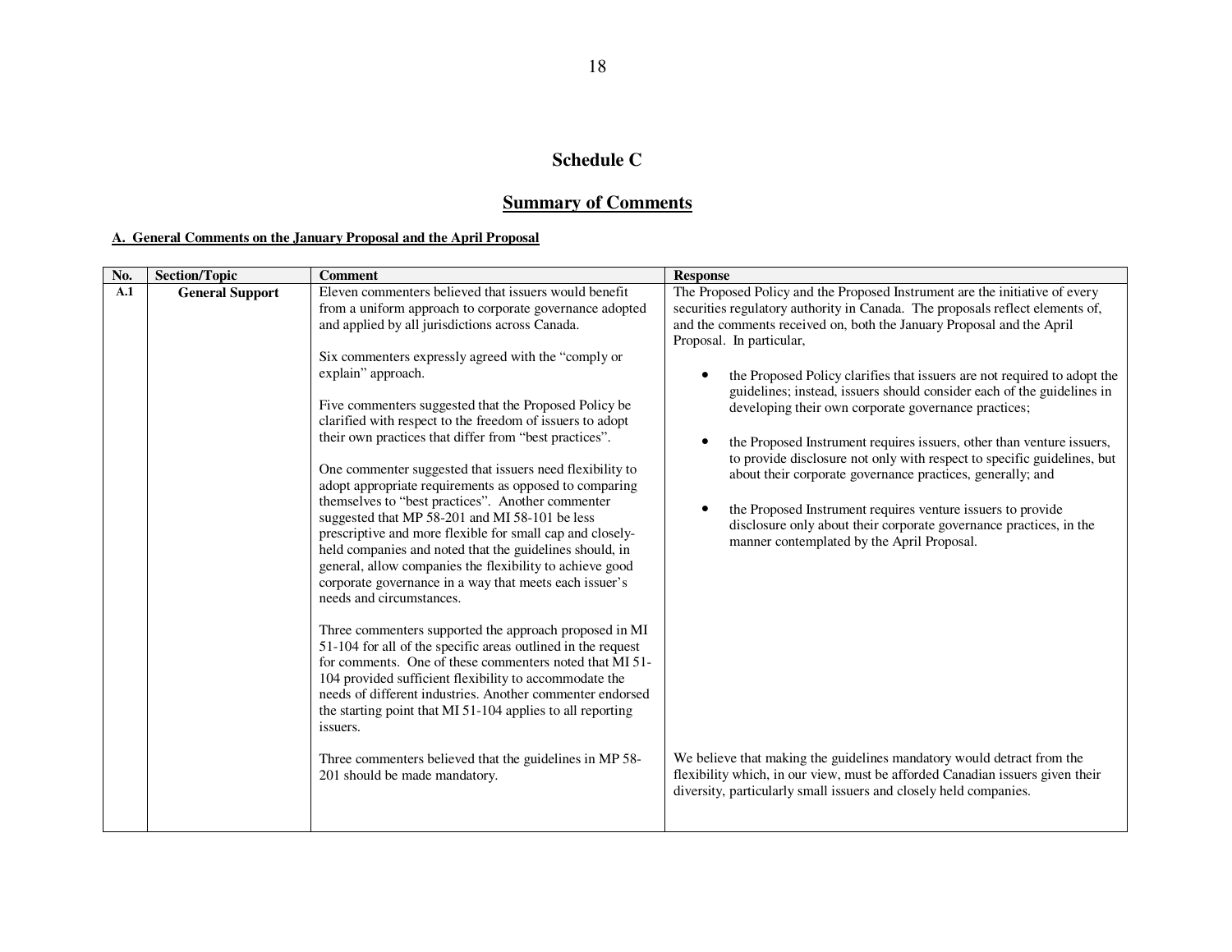# Schedule C

## Summary of Comments

**A. General Comments on the January Proposal and the April Proposal**

| No. | Section/Topic | Comment | Response |
|---|---|---|---|
| **A.1** | **General Support** | Eleven commenters believed that issuers would benefit from a uniform approach to corporate governance adopted and applied by all jurisdictions across Canada.<br><br>Six commenters expressly agreed with the "comply or explain" approach.<br><br>Five commenters suggested that the Proposed Policy be clarified with respect to the freedom of issuers to adopt their own practices that differ from "best practices".<br><br>One commenter suggested that issuers need flexibility to adopt appropriate requirements as opposed to comparing themselves to "best practices". Another commenter suggested that MP 58-201 and MI 58-101 be less prescriptive and more flexible for small cap and closely-held companies and noted that the guidelines should, in general, allow companies the flexibility to achieve good corporate governance in a way that meets each issuer's needs and circumstances.<br><br>Three commenters supported the approach proposed in MI 51-104 for all of the specific areas outlined in the request for comments. One of these commenters noted that MI 51-104 provided sufficient flexibility to accommodate the needs of different industries. Another commenter endorsed the starting point that MI 51-104 applies to all reporting issuers. | The Proposed Policy and the Proposed Instrument are the initiative of every securities regulatory authority in Canada. The proposals reflect elements of, and the comments received on, both the January Proposal and the April Proposal. In particular,<br><br>• the Proposed Policy clarifies that issuers are not required to adopt the guidelines; instead, issuers should consider each of the guidelines in developing their own corporate governance practices;<br><br>• the Proposed Instrument requires issuers, other than venture issuers, to provide disclosure not only with respect to specific guidelines, but about their corporate governance practices, generally; and<br><br>• the Proposed Instrument requires venture issuers to provide disclosure only about their corporate governance practices, in the manner contemplated by the April Proposal. |
| | | Three commenters believed that the guidelines in MP 58-201 should be made mandatory. | We believe that making the guidelines mandatory would detract from the flexibility which, in our view, must be afforded Canadian issuers given their diversity, particularly small issuers and closely held companies. |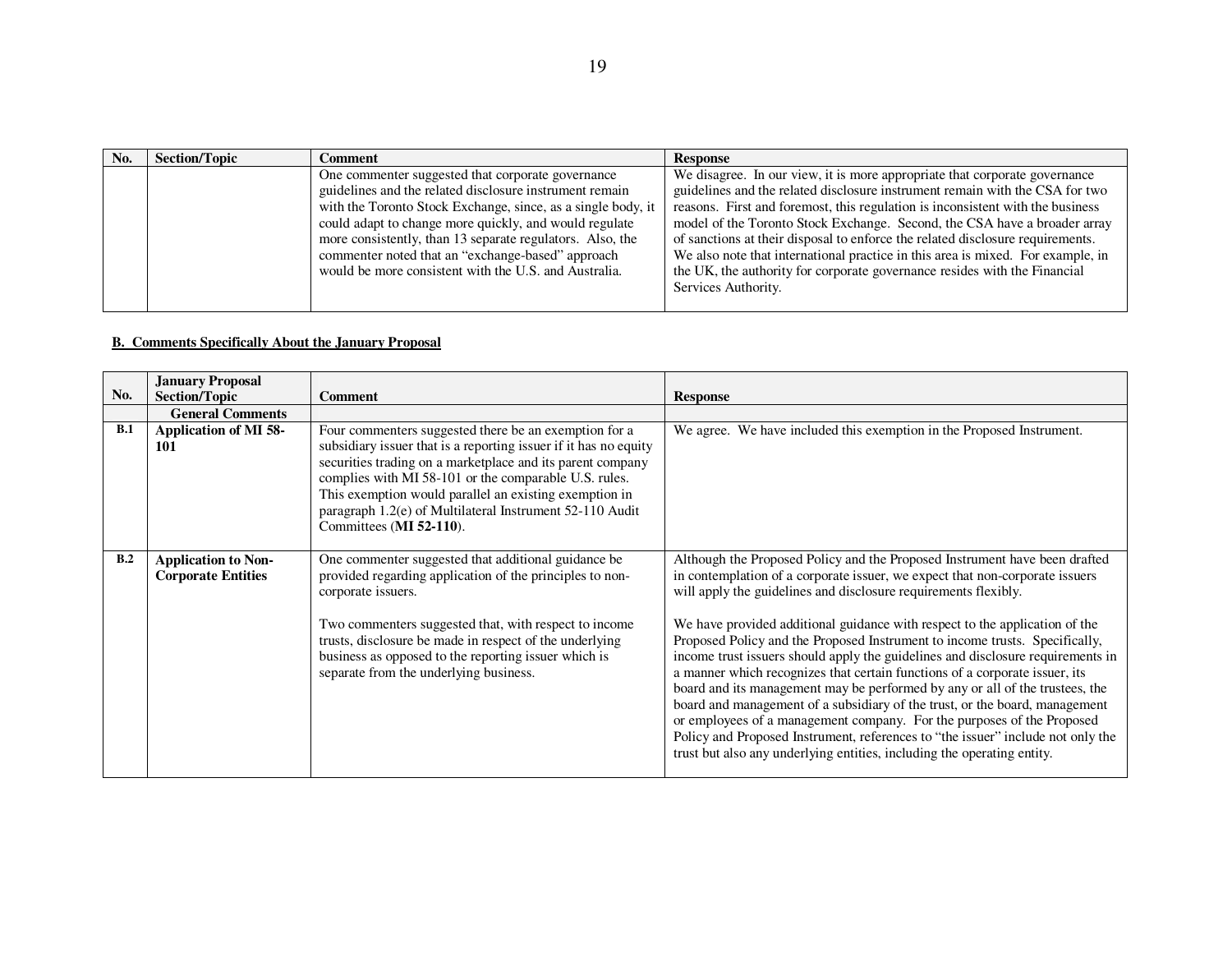| No. | Section/Topic | Comment | Response |
|---|---|---|---|
| | | One commenter suggested that corporate governance guidelines and the related disclosure instrument remain with the Toronto Stock Exchange, since, as a single body, it could adapt to change more quickly, and would regulate more consistently, than 13 separate regulators. Also, the commenter noted that an "exchange-based" approach would be more consistent with the U.S. and Australia. | We disagree. In our view, it is more appropriate that corporate governance guidelines and the related disclosure instrument remain with the CSA for two reasons. First and foremost, this regulation is inconsistent with the business model of the Toronto Stock Exchange. Second, the CSA have a broader array of sanctions at their disposal to enforce the related disclosure requirements. We also note that international practice in this area is mixed. For example, in the UK, the authority for corporate governance resides with the Financial Services Authority. |

**B. Comments Specifically About the January Proposal**

| No. | January Proposal Section/Topic | Comment | Response |
|---|---|---|---|
| | **General Comments** | | |
| **B.1** | **Application of MI 58-101** | Four commenters suggested there be an exemption for a subsidiary issuer that is a reporting issuer if it has no equity securities trading on a marketplace and its parent company complies with MI 58-101 or the comparable U.S. rules. This exemption would parallel an existing exemption in paragraph 1.2(e) of Multilateral Instrument 52-110 Audit Committees (**MI 52-110**). | We agree. We have included this exemption in the Proposed Instrument. |
| **B.2** | **Application to Non-Corporate Entities** | One commenter suggested that additional guidance be provided regarding application of the principles to non-corporate issuers.<br><br>Two commenters suggested that, with respect to income trusts, disclosure be made in respect of the underlying business as opposed to the reporting issuer which is separate from the underlying business. | Although the Proposed Policy and the Proposed Instrument have been drafted in contemplation of a corporate issuer, we expect that non-corporate issuers will apply the guidelines and disclosure requirements flexibly.<br><br>We have provided additional guidance with respect to the application of the Proposed Policy and the Proposed Instrument to income trusts. Specifically, income trust issuers should apply the guidelines and disclosure requirements in a manner which recognizes that certain functions of a corporate issuer, its board and its management may be performed by any or all of the trustees, the board and management of a subsidiary of the trust, or the board, management or employees of a management company. For the purposes of the Proposed Policy and Proposed Instrument, references to "the issuer" include not only the trust but also any underlying entities, including the operating entity. |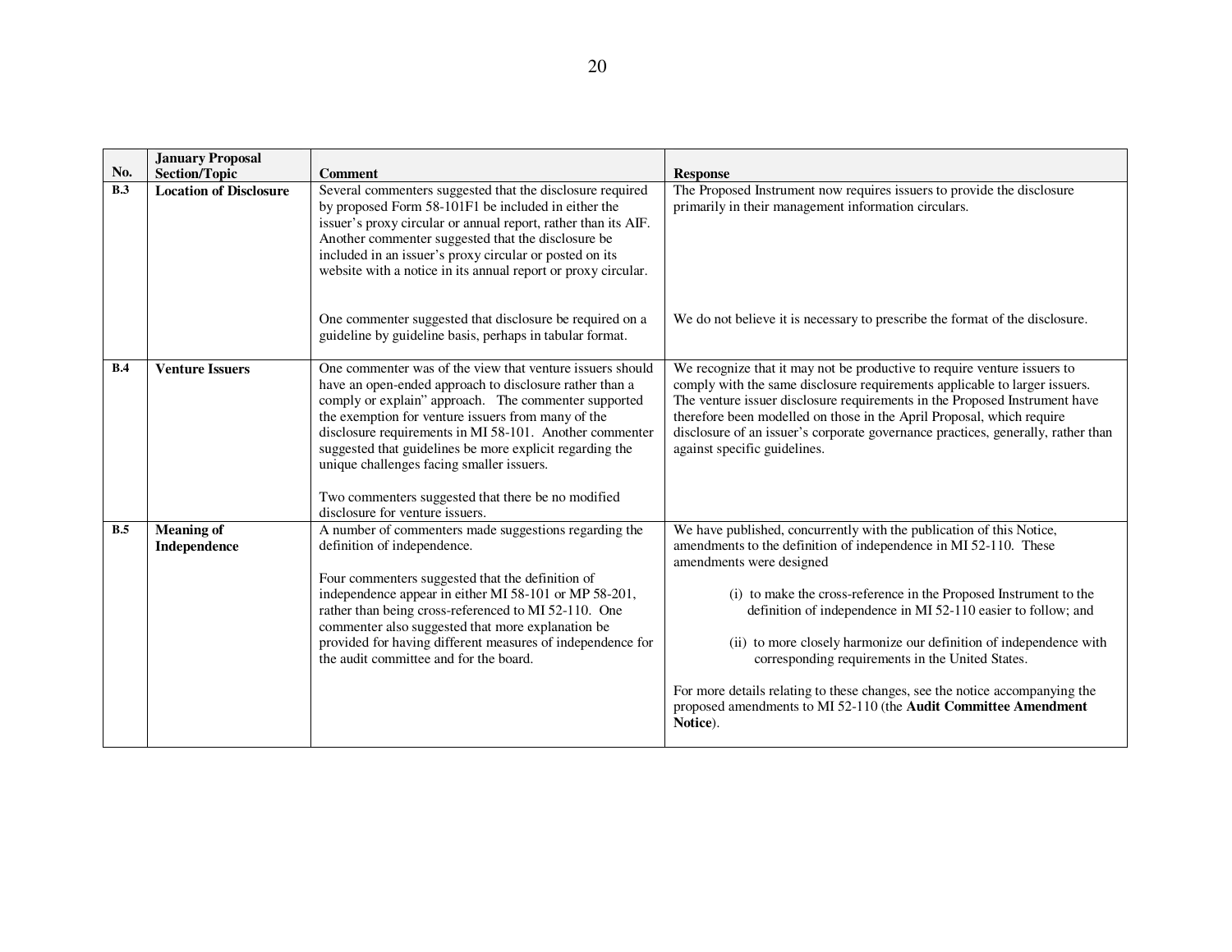| No. | January Proposal Section/Topic | Comment | Response |
|---|---|---|---|
| **B.3** | **Location of Disclosure** | Several commenters suggested that the disclosure required by proposed Form 58-101F1 be included in either the issuer's proxy circular or annual report, rather than its AIF. Another commenter suggested that the disclosure be included in an issuer's proxy circular or posted on its website with a notice in its annual report or proxy circular.<br><br>One commenter suggested that disclosure be required on a guideline by guideline basis, perhaps in tabular format. | The Proposed Instrument now requires issuers to provide the disclosure primarily in their management information circulars.<br><br>We do not believe it is necessary to prescribe the format of the disclosure. |
| **B.4** | **Venture Issuers** | One commenter was of the view that venture issuers should have an open-ended approach to disclosure rather than a comply or explain" approach. The commenter supported the exemption for venture issuers from many of the disclosure requirements in MI 58-101. Another commenter suggested that guidelines be more explicit regarding the unique challenges facing smaller issuers.<br><br>Two commenters suggested that there be no modified disclosure for venture issuers. | We recognize that it may not be productive to require venture issuers to comply with the same disclosure requirements applicable to larger issuers. The venture issuer disclosure requirements in the Proposed Instrument have therefore been modelled on those in the April Proposal, which require disclosure of an issuer's corporate governance practices, generally, rather than against specific guidelines. |
| **B.5** | **Meaning of Independence** | A number of commenters made suggestions regarding the definition of independence.<br><br>Four commenters suggested that the definition of independence appear in either MI 58-101 or MP 58-201, rather than being cross-referenced to MI 52-110. One commenter also suggested that more explanation be provided for having different measures of independence for the audit committee and for the board. | We have published, concurrently with the publication of this Notice, amendments to the definition of independence in MI 52-110. These amendments were designed<br><br>(i) to make the cross-reference in the Proposed Instrument to the definition of independence in MI 52-110 easier to follow; and<br><br>(ii) to more closely harmonize our definition of independence with corresponding requirements in the United States.<br><br>For more details relating to these changes, see the notice accompanying the proposed amendments to MI 52-110 (the **Audit Committee Amendment Notice**). |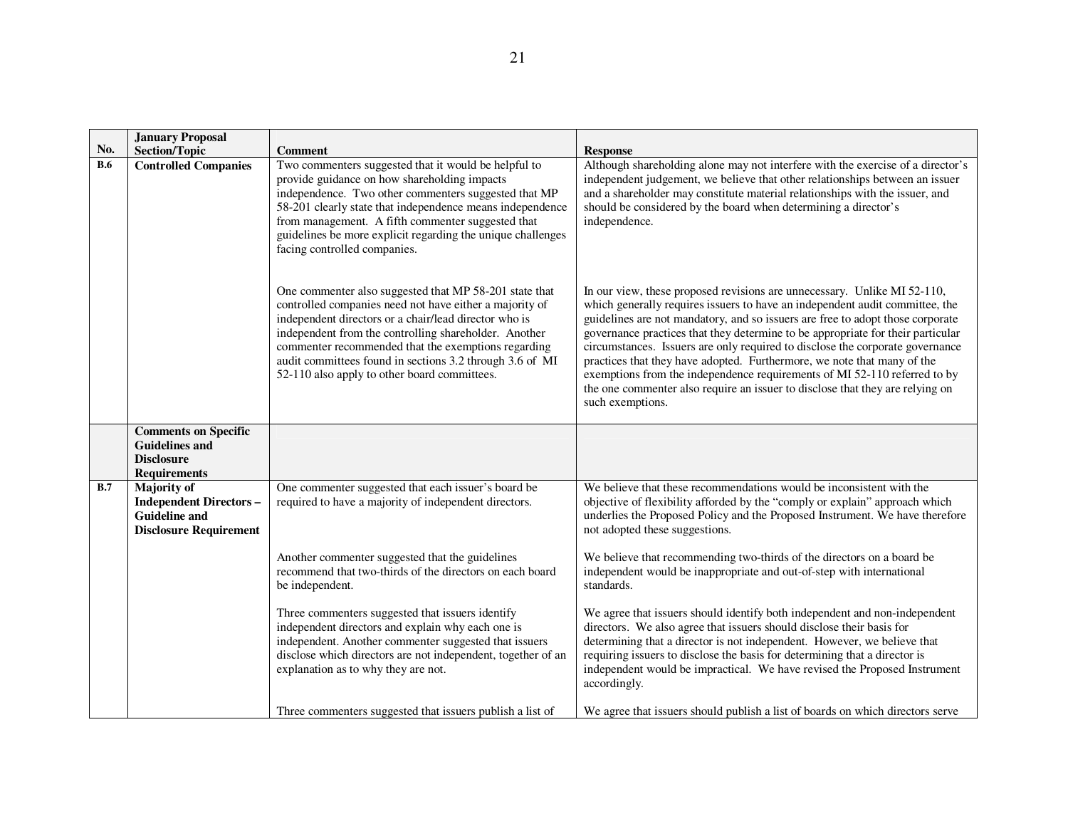| No. | January Proposal Section/Topic | Comment | Response |
|---|---|---|---|
| **B.6** | **Controlled Companies** | Two commenters suggested that it would be helpful to provide guidance on how shareholding impacts independence. Two other commenters suggested that MP 58-201 clearly state that independence means independence from management. A fifth commenter suggested that guidelines be more explicit regarding the unique challenges facing controlled companies. | Although shareholding alone may not interfere with the exercise of a director's independent judgement, we believe that other relationships between an issuer and a shareholder may constitute material relationships with the issuer, and should be considered by the board when determining a director's independence. |
| | | One commenter also suggested that MP 58-201 state that controlled companies need not have either a majority of independent directors or a chair/lead director who is independent from the controlling shareholder. Another commenter recommended that the exemptions regarding audit committees found in sections 3.2 through 3.6 of MI 52-110 also apply to other board committees. | In our view, these proposed revisions are unnecessary. Unlike MI 52-110, which generally requires issuers to have an independent audit committee, the guidelines are not mandatory, and so issuers are free to adopt those corporate governance practices that they determine to be appropriate for their particular circumstances. Issuers are only required to disclose the corporate governance practices that they have adopted. Furthermore, we note that many of the exemptions from the independence requirements of MI 52-110 referred to by the one commenter also require an issuer to disclose that they are relying on such exemptions. |
| | **Comments on Specific Guidelines and Disclosure Requirements** | | |
| **B.7** | **Majority of Independent Directors – Guideline and Disclosure Requirement** | One commenter suggested that each issuer's board be required to have a majority of independent directors. | We believe that these recommendations would be inconsistent with the objective of flexibility afforded by the "comply or explain" approach which underlies the Proposed Policy and the Proposed Instrument. We have therefore not adopted these suggestions. |
| | | Another commenter suggested that the guidelines recommend that two-thirds of the directors on each board be independent. | We believe that recommending two-thirds of the directors on a board be independent would be inappropriate and out-of-step with international standards. |
| | | Three commenters suggested that issuers identify independent directors and explain why each one is independent. Another commenter suggested that issuers disclose which directors are not independent, together of an explanation as to why they are not. | We agree that issuers should identify both independent and non-independent directors. We also agree that issuers should disclose their basis for determining that a director is not independent. However, we believe that requiring issuers to disclose the basis for determining that a director is independent would be impractical. We have revised the Proposed Instrument accordingly. |
| | | Three commenters suggested that issuers publish a list of | We agree that issuers should publish a list of boards on which directors serve |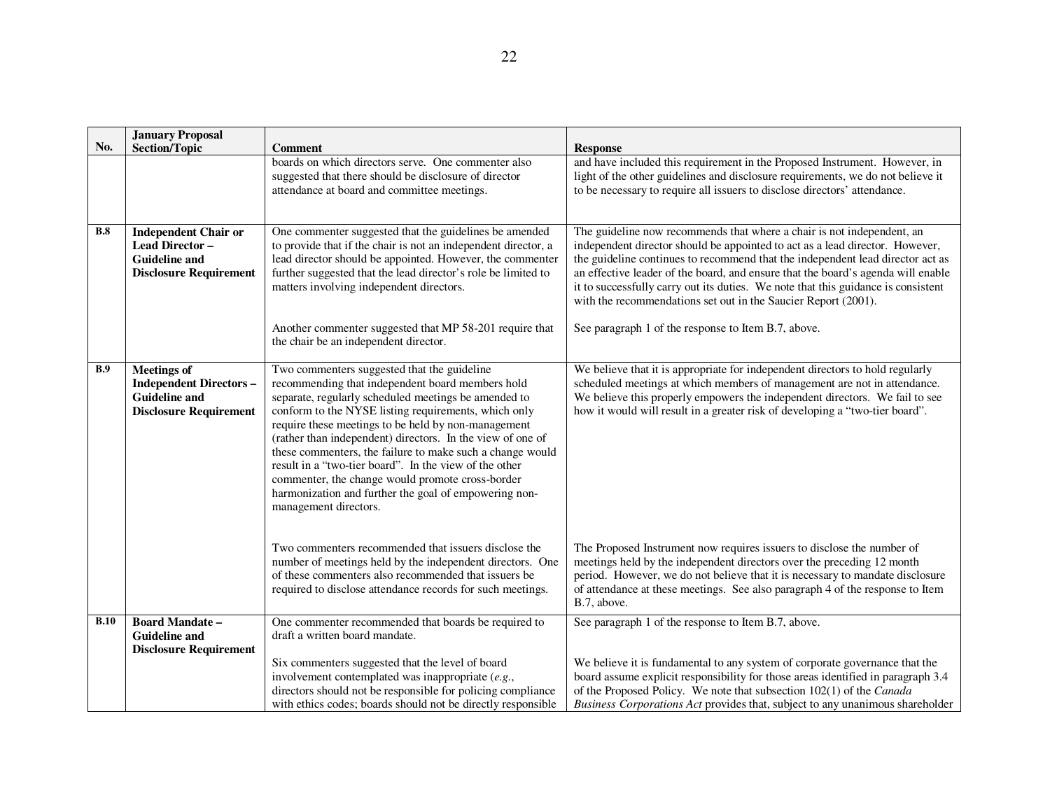| No. | January Proposal Section/Topic | Comment | Response |
|---|---|---|---|
| | | boards on which directors serve. One commenter also suggested that there should be disclosure of director attendance at board and committee meetings. | and have included this requirement in the Proposed Instrument. However, in light of the other guidelines and disclosure requirements, we do not believe it to be necessary to require all issuers to disclose directors' attendance. |
| **B.8** | **Independent Chair or Lead Director – Guideline and Disclosure Requirement** | One commenter suggested that the guidelines be amended to provide that if the chair is not an independent director, a lead director should be appointed. However, the commenter further suggested that the lead director's role be limited to matters involving independent directors. | The guideline now recommends that where a chair is not independent, an independent director should be appointed to act as a lead director. However, the guideline continues to recommend that the independent lead director act as an effective leader of the board, and ensure that the board's agenda will enable it to successfully carry out its duties. We note that this guidance is consistent with the recommendations set out in the Saucier Report (2001). |
| | | Another commenter suggested that MP 58-201 require that the chair be an independent director. | See paragraph 1 of the response to Item B.7, above. |
| **B.9** | **Meetings of Independent Directors – Guideline and Disclosure Requirement** | Two commenters suggested that the guideline recommending that independent board members hold separate, regularly scheduled meetings be amended to conform to the NYSE listing requirements, which only require these meetings to be held by non-management (rather than independent) directors. In the view of one of these commenters, the failure to make such a change would result in a "two-tier board". In the view of the other commenter, the change would promote cross-border harmonization and further the goal of empowering non-management directors. | We believe that it is appropriate for independent directors to hold regularly scheduled meetings at which members of management are not in attendance. We believe this properly empowers the independent directors. We fail to see how it would will result in a greater risk of developing a "two-tier board". |
| | | Two commenters recommended that issuers disclose the number of meetings held by the independent directors. One of these commenters also recommended that issuers be required to disclose attendance records for such meetings. | The Proposed Instrument now requires issuers to disclose the number of meetings held by the independent directors over the preceding 12 month period. However, we do not believe that it is necessary to mandate disclosure of attendance at these meetings. See also paragraph 4 of the response to Item B.7, above. |
| **B.10** | **Board Mandate – Guideline and Disclosure Requirement** | One commenter recommended that boards be required to draft a written board mandate. | See paragraph 1 of the response to Item B.7, above. |
| | | Six commenters suggested that the level of board involvement contemplated was inappropriate (*e.g.*, directors should not be responsible for policing compliance with ethics codes; boards should not be directly responsible | We believe it is fundamental to any system of corporate governance that the board assume explicit responsibility for those areas identified in paragraph 3.4 of the Proposed Policy. We note that subsection 102(1) of the *Canada Business Corporations Act* provides that, subject to any unanimous shareholder |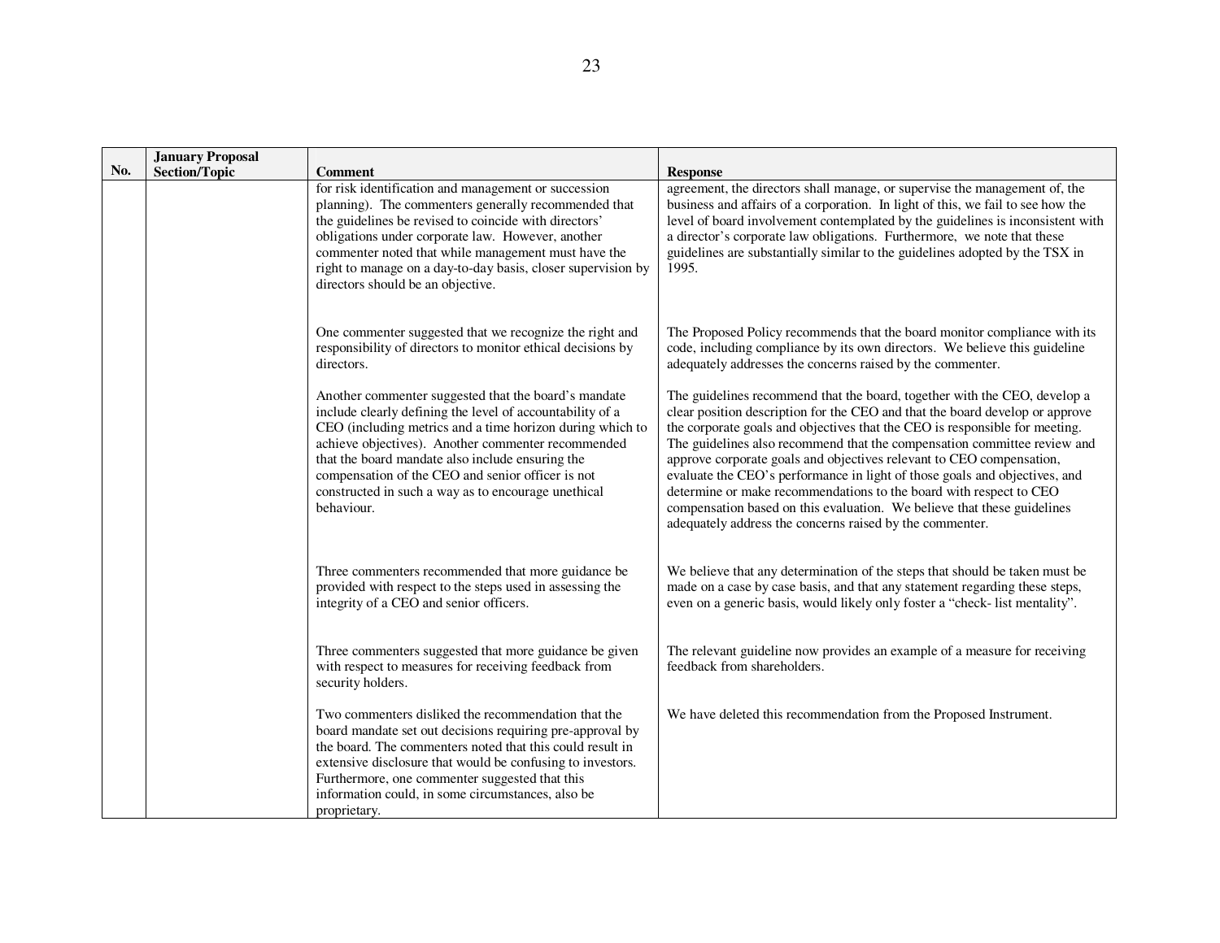| No. | January Proposal Section/Topic | Comment | Response |
|---|---|---|---|
| | | for risk identification and management or succession planning). The commenters generally recommended that the guidelines be revised to coincide with directors' obligations under corporate law. However, another commenter noted that while management must have the right to manage on a day-to-day basis, closer supervision by directors should be an objective. | agreement, the directors shall manage, or supervise the management of, the business and affairs of a corporation. In light of this, we fail to see how the level of board involvement contemplated by the guidelines is inconsistent with a director's corporate law obligations. Furthermore, we note that these guidelines are substantially similar to the guidelines adopted by the TSX in 1995. |
| | | One commenter suggested that we recognize the right and responsibility of directors to monitor ethical decisions by directors. | The Proposed Policy recommends that the board monitor compliance with its code, including compliance by its own directors. We believe this guideline adequately addresses the concerns raised by the commenter. |
| | | Another commenter suggested that the board's mandate include clearly defining the level of accountability of a CEO (including metrics and a time horizon during which to achieve objectives). Another commenter recommended that the board mandate also include ensuring the compensation of the CEO and senior officer is not constructed in such a way as to encourage unethical behaviour. | The guidelines recommend that the board, together with the CEO, develop a clear position description for the CEO and that the board develop or approve the corporate goals and objectives that the CEO is responsible for meeting. The guidelines also recommend that the compensation committee review and approve corporate goals and objectives relevant to CEO compensation, evaluate the CEO's performance in light of those goals and objectives, and determine or make recommendations to the board with respect to CEO compensation based on this evaluation. We believe that these guidelines adequately address the concerns raised by the commenter. |
| | | Three commenters recommended that more guidance be provided with respect to the steps used in assessing the integrity of a CEO and senior officers. | We believe that any determination of the steps that should be taken must be made on a case by case basis, and that any statement regarding these steps, even on a generic basis, would likely only foster a "check- list mentality". |
| | | Three commenters suggested that more guidance be given with respect to measures for receiving feedback from security holders. | The relevant guideline now provides an example of a measure for receiving feedback from shareholders. |
| | | Two commenters disliked the recommendation that the board mandate set out decisions requiring pre-approval by the board. The commenters noted that this could result in extensive disclosure that would be confusing to investors. Furthermore, one commenter suggested that this information could, in some circumstances, also be proprietary. | We have deleted this recommendation from the Proposed Instrument. |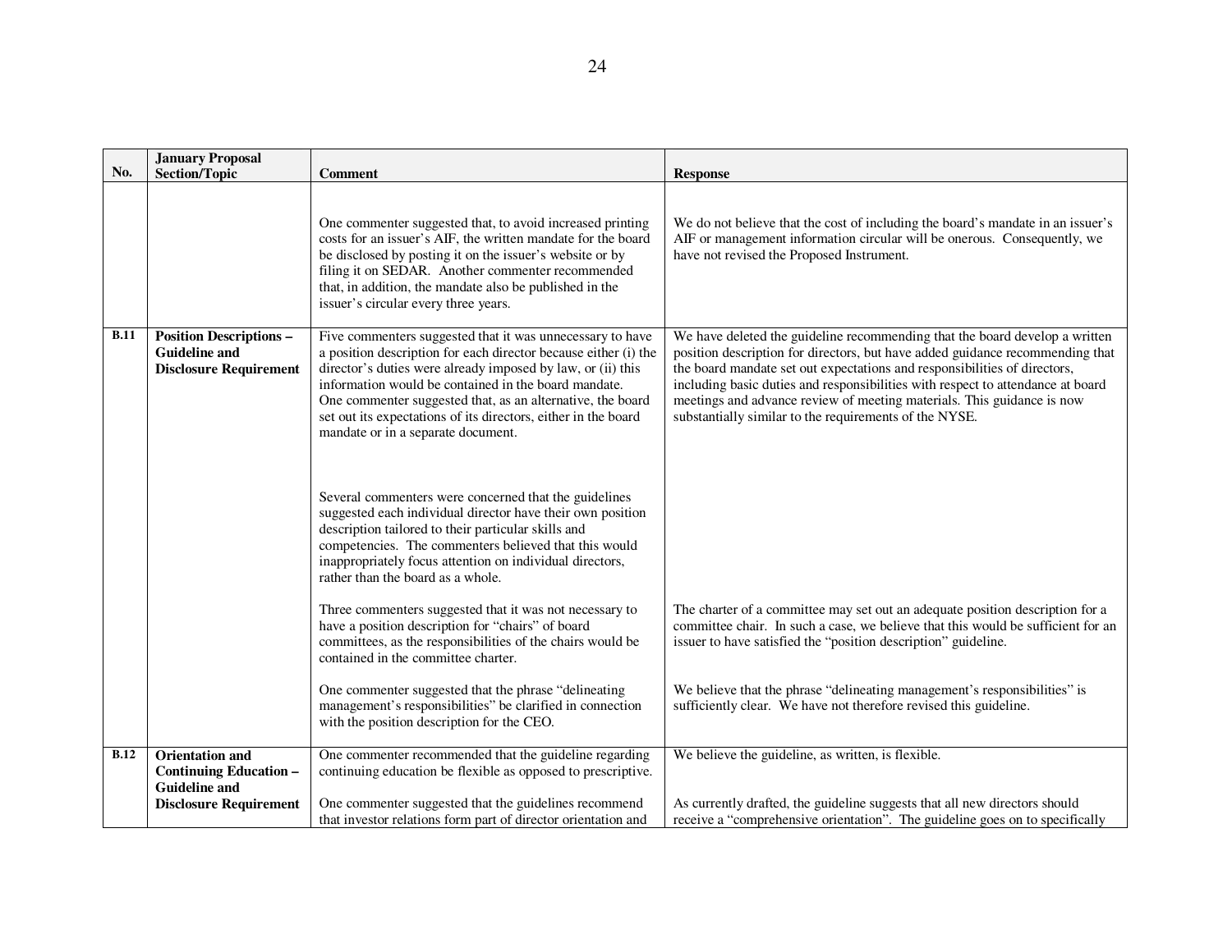| No. | January Proposal Section/Topic | Comment | Response |
|---|---|---|---|
| | | One commenter suggested that, to avoid increased printing costs for an issuer's AIF, the written mandate for the board be disclosed by posting it on the issuer's website or by filing it on SEDAR. Another commenter recommended that, in addition, the mandate also be published in the issuer's circular every three years. | We do not believe that the cost of including the board's mandate in an issuer's AIF or management information circular will be onerous. Consequently, we have not revised the Proposed Instrument. |
| **B.11** | **Position Descriptions – Guideline and Disclosure Requirement** | Five commenters suggested that it was unnecessary to have a position description for each director because either (i) the director's duties were already imposed by law, or (ii) this information would be contained in the board mandate. One commenter suggested that, as an alternative, the board set out its expectations of its directors, either in the board mandate or in a separate document. | We have deleted the guideline recommending that the board develop a written position description for directors, but have added guidance recommending that the board mandate set out expectations and responsibilities of directors, including basic duties and responsibilities with respect to attendance at board meetings and advance review of meeting materials. This guidance is now substantially similar to the requirements of the NYSE. |
| | | Several commenters were concerned that the guidelines suggested each individual director have their own position description tailored to their particular skills and competencies. The commenters believed that this would inappropriately focus attention on individual directors, rather than the board as a whole. | |
| | | Three commenters suggested that it was not necessary to have a position description for "chairs" of board committees, as the responsibilities of the chairs would be contained in the committee charter. | The charter of a committee may set out an adequate position description for a committee chair. In such a case, we believe that this would be sufficient for an issuer to have satisfied the "position description" guideline. |
| | | One commenter suggested that the phrase "delineating management's responsibilities" be clarified in connection with the position description for the CEO. | We believe that the phrase "delineating management's responsibilities" is sufficiently clear. We have not therefore revised this guideline. |
| **B.12** | **Orientation and Continuing Education – Guideline and Disclosure Requirement** | One commenter recommended that the guideline regarding continuing education be flexible as opposed to prescriptive. | We believe the guideline, as written, is flexible. |
| | | One commenter suggested that the guidelines recommend that investor relations form part of director orientation and | As currently drafted, the guideline suggests that all new directors should receive a "comprehensive orientation". The guideline goes on to specifically |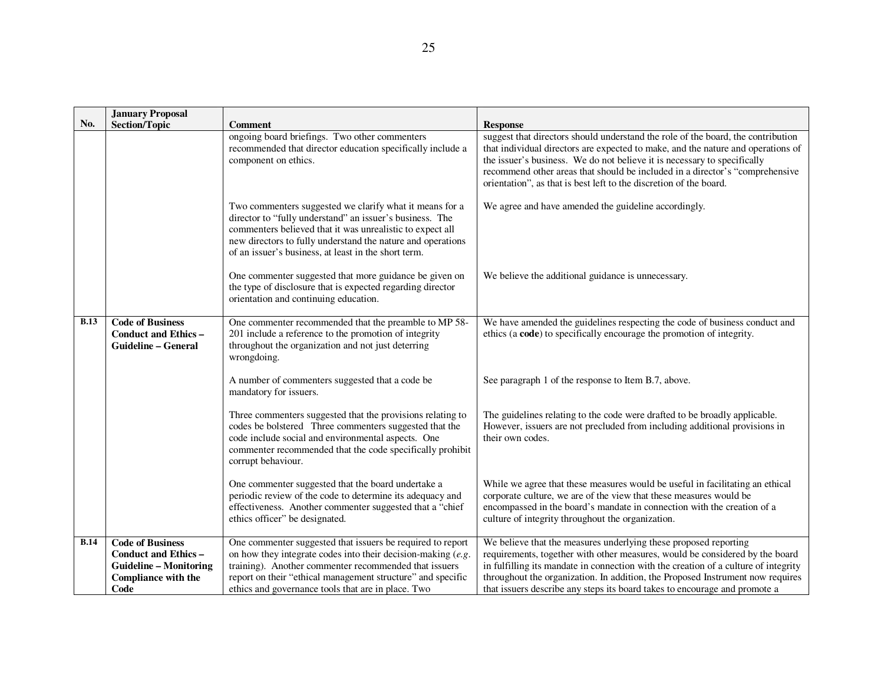| No. | January Proposal Section/Topic | Comment | Response |
|---|---|---|---|
| | | ongoing board briefings. Two other commenters recommended that director education specifically include a component on ethics. | suggest that directors should understand the role of the board, the contribution that individual directors are expected to make, and the nature and operations of the issuer's business. We do not believe it is necessary to specifically recommend other areas that should be included in a director's "comprehensive orientation", as that is best left to the discretion of the board. |
| | | Two commenters suggested we clarify what it means for a director to "fully understand" an issuer's business. The commenters believed that it was unrealistic to expect all new directors to fully understand the nature and operations of an issuer's business, at least in the short term. | We agree and have amended the guideline accordingly. |
| | | One commenter suggested that more guidance be given on the type of disclosure that is expected regarding director orientation and continuing education. | We believe the additional guidance is unnecessary. |
| **B.13** | **Code of Business Conduct and Ethics – Guideline – General** | One commenter recommended that the preamble to MP 58-201 include a reference to the promotion of integrity throughout the organization and not just deterring wrongdoing. | We have amended the guidelines respecting the code of business conduct and ethics (a **code**) to specifically encourage the promotion of integrity. |
| | | A number of commenters suggested that a code be mandatory for issuers. | See paragraph 1 of the response to Item B.7, above. |
| | | Three commenters suggested that the provisions relating to codes be bolstered Three commenters suggested that the code include social and environmental aspects. One commenter recommended that the code specifically prohibit corrupt behaviour. | The guidelines relating to the code were drafted to be broadly applicable. However, issuers are not precluded from including additional provisions in their own codes. |
| | | One commenter suggested that the board undertake a periodic review of the code to determine its adequacy and effectiveness. Another commenter suggested that a "chief ethics officer" be designated. | While we agree that these measures would be useful in facilitating an ethical corporate culture, we are of the view that these measures would be encompassed in the board's mandate in connection with the creation of a culture of integrity throughout the organization. |
| **B.14** | **Code of Business Conduct and Ethics – Guideline – Monitoring Compliance with the Code** | One commenter suggested that issuers be required to report on how they integrate codes into their decision-making (*e.g.* training). Another commenter recommended that issuers report on their "ethical management structure" and specific ethics and governance tools that are in place. Two | We believe that the measures underlying these proposed reporting requirements, together with other measures, would be considered by the board in fulfilling its mandate in connection with the creation of a culture of integrity throughout the organization. In addition, the Proposed Instrument now requires that issuers describe any steps its board takes to encourage and promote a |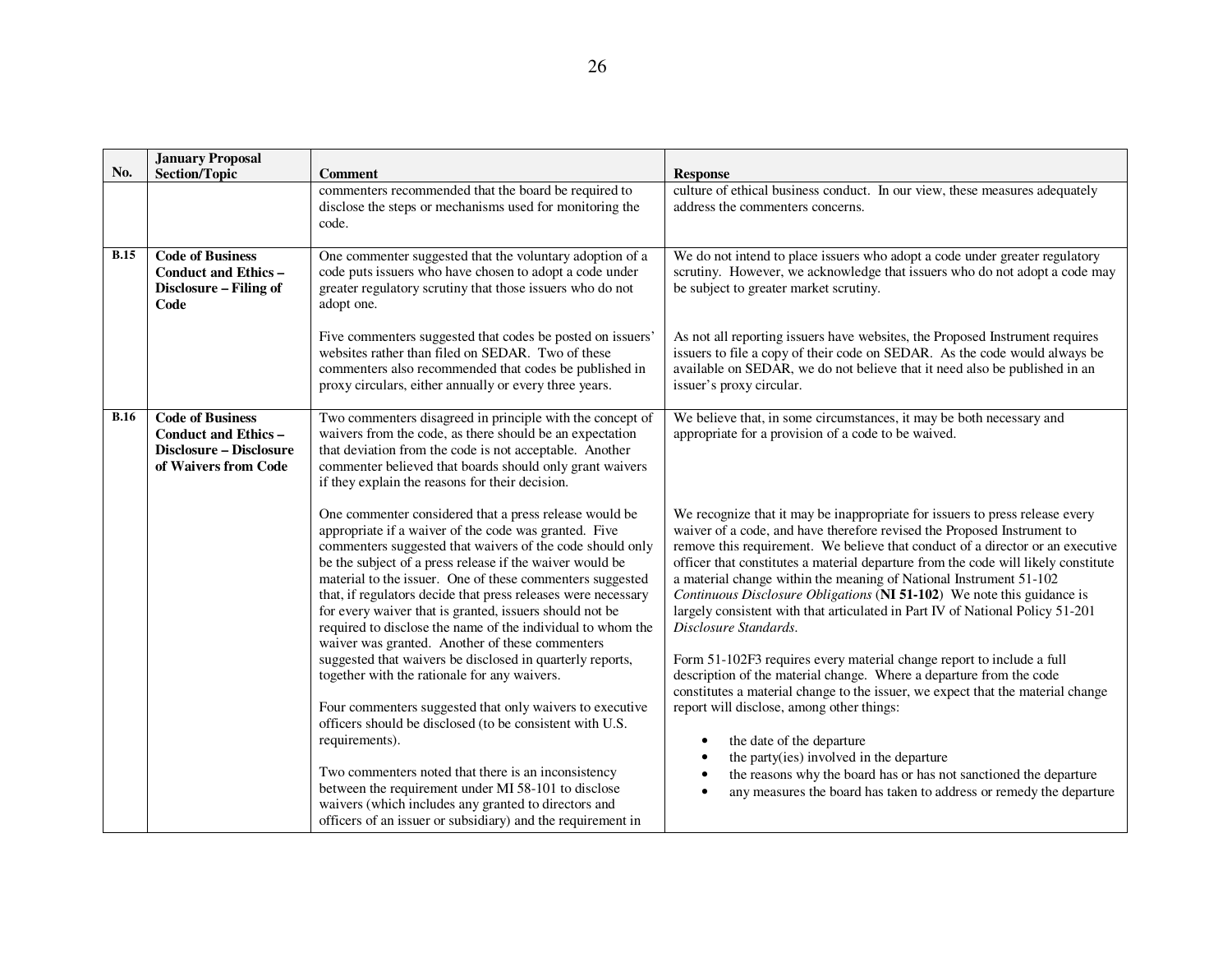| No. | January Proposal Section/Topic | Comment | Response |
|---|---|---|---|
| | | commenters recommended that the board be required to disclose the steps or mechanisms used for monitoring the code. | culture of ethical business conduct. In our view, these measures adequately address the commenters concerns. |
| **B.15** | **Code of Business Conduct and Ethics – Disclosure – Filing of Code** | One commenter suggested that the voluntary adoption of a code puts issuers who have chosen to adopt a code under greater regulatory scrutiny that those issuers who do not adopt one.<br><br>Five commenters suggested that codes be posted on issuers' websites rather than filed on SEDAR. Two of these commenters also recommended that codes be published in proxy circulars, either annually or every three years. | We do not intend to place issuers who adopt a code under greater regulatory scrutiny. However, we acknowledge that issuers who do not adopt a code may be subject to greater market scrutiny.<br><br>As not all reporting issuers have websites, the Proposed Instrument requires issuers to file a copy of their code on SEDAR. As the code would always be available on SEDAR, we do not believe that it need also be published in an issuer's proxy circular. |
| **B.16** | **Code of Business Conduct and Ethics – Disclosure – Disclosure of Waivers from Code** | Two commenters disagreed in principle with the concept of waivers from the code, as there should be an expectation that deviation from the code is not acceptable. Another commenter believed that boards should only grant waivers if they explain the reasons for their decision.<br><br>One commenter considered that a press release would be appropriate if a waiver of the code was granted. Five commenters suggested that waivers of the code should only be the subject of a press release if the waiver would be material to the issuer. One of these commenters suggested that, if regulators decide that press releases were necessary for every waiver that is granted, issuers should not be required to disclose the name of the individual to whom the waiver was granted. Another of these commenters suggested that waivers be disclosed in quarterly reports, together with the rationale for any waivers.<br><br>Four commenters suggested that only waivers to executive officers should be disclosed (to be consistent with U.S. requirements).<br><br>Two commenters noted that there is an inconsistency between the requirement under MI 58-101 to disclose waivers (which includes any granted to directors and officers of an issuer or subsidiary) and the requirement in | We believe that, in some circumstances, it may be both necessary and appropriate for a provision of a code to be waived.<br><br>We recognize that it may be inappropriate for issuers to press release every waiver of a code, and have therefore revised the Proposed Instrument to remove this requirement. We believe that conduct of a director or an executive officer that constitutes a material departure from the code will likely constitute a material change within the meaning of National Instrument 51-102 *Continuous Disclosure Obligations* (**NI 51-102**) We note this guidance is largely consistent with that articulated in Part IV of National Policy 51-201 *Disclosure Standards*.<br><br>Form 51-102F3 requires every material change report to include a full description of the material change. Where a departure from the code constitutes a material change to the issuer, we expect that the material change report will disclose, among other things:<br><br>• the date of the departure<br>• the party(ies) involved in the departure<br>• the reasons why the board has or has not sanctioned the departure<br>• any measures the board has taken to address or remedy the departure |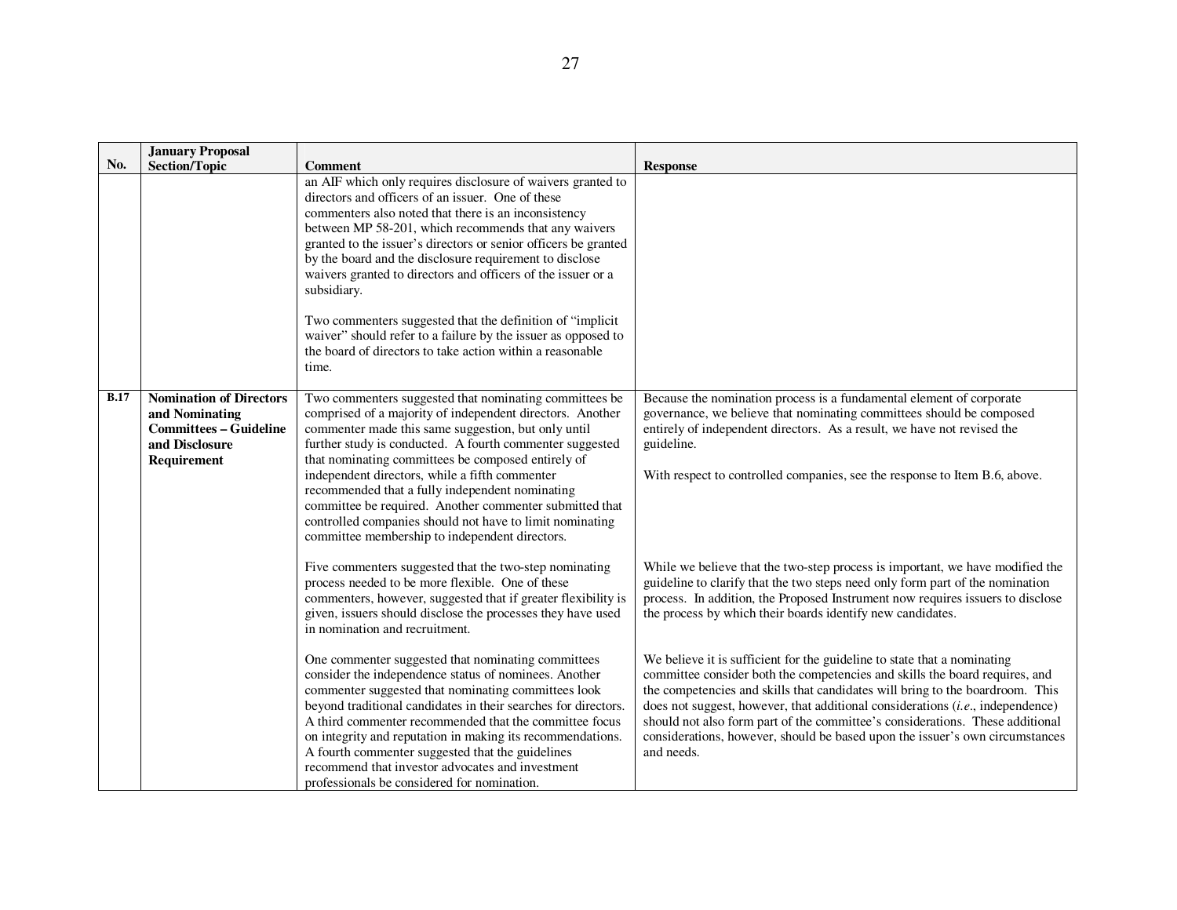| No. | January Proposal Section/Topic | Comment | Response |
|---|---|---|---|
| | | an AIF which only requires disclosure of waivers granted to directors and officers of an issuer. One of these commenters also noted that there is an inconsistency between MP 58-201, which recommends that any waivers granted to the issuer's directors or senior officers be granted by the board and the disclosure requirement to disclose waivers granted to directors and officers of the issuer or a subsidiary.<br><br>Two commenters suggested that the definition of "implicit waiver" should refer to a failure by the issuer as opposed to the board of directors to take action within a reasonable time. | |
| **B.17** | **Nomination of Directors and Nominating Committees – Guideline and Disclosure Requirement** | Two commenters suggested that nominating committees be comprised of a majority of independent directors. Another commenter made this same suggestion, but only until further study is conducted. A fourth commenter suggested that nominating committees be composed entirely of independent directors, while a fifth commenter recommended that a fully independent nominating committee be required. Another commenter submitted that controlled companies should not have to limit nominating committee membership to independent directors. | Because the nomination process is a fundamental element of corporate governance, we believe that nominating committees should be composed entirely of independent directors. As a result, we have not revised the guideline.<br><br>With respect to controlled companies, see the response to Item B.6, above. |
| | | Five commenters suggested that the two-step nominating process needed to be more flexible. One of these commenters, however, suggested that if greater flexibility is given, issuers should disclose the processes they have used in nomination and recruitment. | While we believe that the two-step process is important, we have modified the guideline to clarify that the two steps need only form part of the nomination process. In addition, the Proposed Instrument now requires issuers to disclose the process by which their boards identify new candidates. |
| | | One commenter suggested that nominating committees consider the independence status of nominees. Another commenter suggested that nominating committees look beyond traditional candidates in their searches for directors. A third commenter recommended that the committee focus on integrity and reputation in making its recommendations. A fourth commenter suggested that the guidelines recommend that investor advocates and investment professionals be considered for nomination. | We believe it is sufficient for the guideline to state that a nominating committee consider both the competencies and skills the board requires, and the competencies and skills that candidates will bring to the boardroom. This does not suggest, however, that additional considerations (*i.e.*, independence) should not also form part of the committee's considerations. These additional considerations, however, should be based upon the issuer's own circumstances and needs. |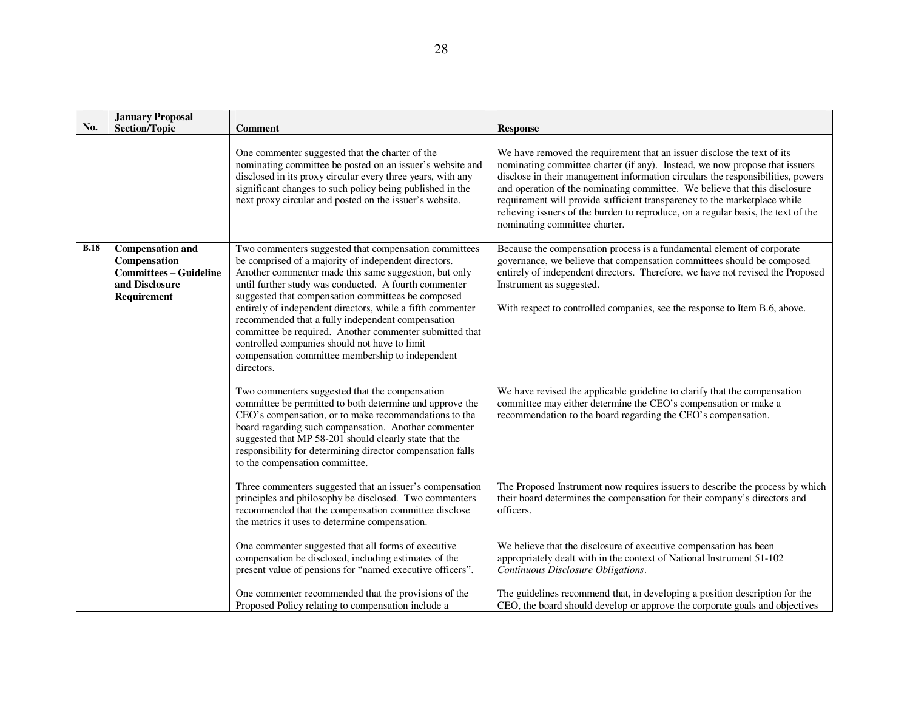| No. | January Proposal Section/Topic | Comment | Response |
|---|---|---|---|
| | | One commenter suggested that the charter of the nominating committee be posted on an issuer's website and disclosed in its proxy circular every three years, with any significant changes to such policy being published in the next proxy circular and posted on the issuer's website. | We have removed the requirement that an issuer disclose the text of its nominating committee charter (if any). Instead, we now propose that issuers disclose in their management information circulars the responsibilities, powers and operation of the nominating committee. We believe that this disclosure requirement will provide sufficient transparency to the marketplace while relieving issuers of the burden to reproduce, on a regular basis, the text of the nominating committee charter. |
| **B.18** | **Compensation and Compensation Committees – Guideline and Disclosure Requirement** | Two commenters suggested that compensation committees be comprised of a majority of independent directors. Another commenter made this same suggestion, but only until further study was conducted. A fourth commenter suggested that compensation committees be composed entirely of independent directors, while a fifth commenter recommended that a fully independent compensation committee be required. Another commenter submitted that controlled companies should not have to limit compensation committee membership to independent directors. | Because the compensation process is a fundamental element of corporate governance, we believe that compensation committees should be composed entirely of independent directors. Therefore, we have not revised the Proposed Instrument as suggested.<br><br>With respect to controlled companies, see the response to Item B.6, above. |
| | | Two commenters suggested that the compensation committee be permitted to both determine and approve the CEO's compensation, or to make recommendations to the board regarding such compensation. Another commenter suggested that MP 58-201 should clearly state that the responsibility for determining director compensation falls to the compensation committee. | We have revised the applicable guideline to clarify that the compensation committee may either determine the CEO's compensation or make a recommendation to the board regarding the CEO's compensation. |
| | | Three commenters suggested that an issuer's compensation principles and philosophy be disclosed. Two commenters recommended that the compensation committee disclose the metrics it uses to determine compensation. | The Proposed Instrument now requires issuers to describe the process by which their board determines the compensation for their company's directors and officers. |
| | | One commenter suggested that all forms of executive compensation be disclosed, including estimates of the present value of pensions for "named executive officers". | We believe that the disclosure of executive compensation has been appropriately dealt with in the context of National Instrument 51-102 *Continuous Disclosure Obligations*. |
| | | One commenter recommended that the provisions of the Proposed Policy relating to compensation include a | The guidelines recommend that, in developing a position description for the CEO, the board should develop or approve the corporate goals and objectives |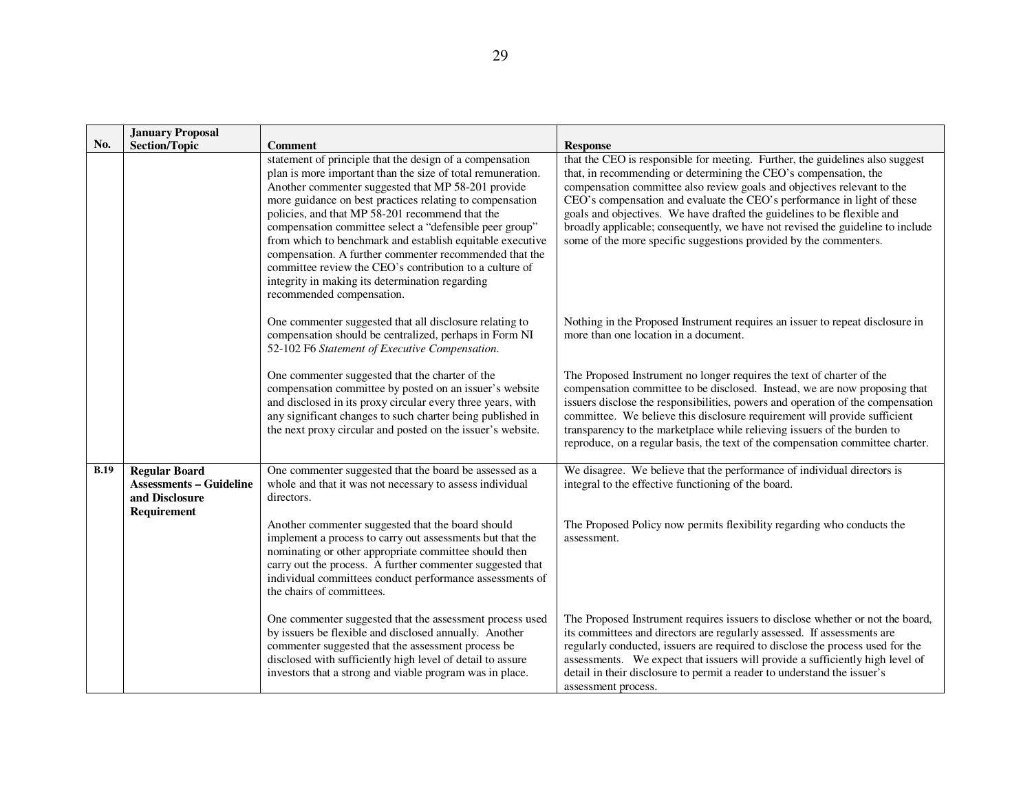| No. | January Proposal Section/Topic | Comment | Response |
|---|---|---|---|
| | | statement of principle that the design of a compensation plan is more important than the size of total remuneration. Another commenter suggested that MP 58-201 provide more guidance on best practices relating to compensation policies, and that MP 58-201 recommend that the compensation committee select a "defensible peer group" from which to benchmark and establish equitable executive compensation. A further commenter recommended that the committee review the CEO's contribution to a culture of integrity in making its determination regarding recommended compensation. | that the CEO is responsible for meeting. Further, the guidelines also suggest that, in recommending or determining the CEO's compensation, the compensation committee also review goals and objectives relevant to the CEO's compensation and evaluate the CEO's performance in light of these goals and objectives. We have drafted the guidelines to be flexible and broadly applicable; consequently, we have not revised the guideline to include some of the more specific suggestions provided by the commenters. |
| | | One commenter suggested that all disclosure relating to compensation should be centralized, perhaps in Form NI 52-102 F6 *Statement of Executive Compensation*. | Nothing in the Proposed Instrument requires an issuer to repeat disclosure in more than one location in a document. |
| | | One commenter suggested that the charter of the compensation committee by posted on an issuer's website and disclosed in its proxy circular every three years, with any significant changes to such charter being published in the next proxy circular and posted on the issuer's website. | The Proposed Instrument no longer requires the text of charter of the compensation committee to be disclosed. Instead, we are now proposing that issuers disclose the responsibilities, powers and operation of the compensation committee. We believe this disclosure requirement will provide sufficient transparency to the marketplace while relieving issuers of the burden to reproduce, on a regular basis, the text of the compensation committee charter. |
| **B.19** | **Regular Board Assessments – Guideline and Disclosure Requirement** | One commenter suggested that the board be assessed as a whole and that it was not necessary to assess individual directors. | We disagree. We believe that the performance of individual directors is integral to the effective functioning of the board. |
| | | Another commenter suggested that the board should implement a process to carry out assessments but that the nominating or other appropriate committee should then carry out the process. A further commenter suggested that individual committees conduct performance assessments of the chairs of committees. | The Proposed Policy now permits flexibility regarding who conducts the assessment. |
| | | One commenter suggested that the assessment process used by issuers be flexible and disclosed annually. Another commenter suggested that the assessment process be disclosed with sufficiently high level of detail to assure investors that a strong and viable program was in place. | The Proposed Instrument requires issuers to disclose whether or not the board, its committees and directors are regularly assessed. If assessments are regularly conducted, issuers are required to disclose the process used for the assessments. We expect that issuers will provide a sufficiently high level of detail in their disclosure to permit a reader to understand the issuer's assessment process. |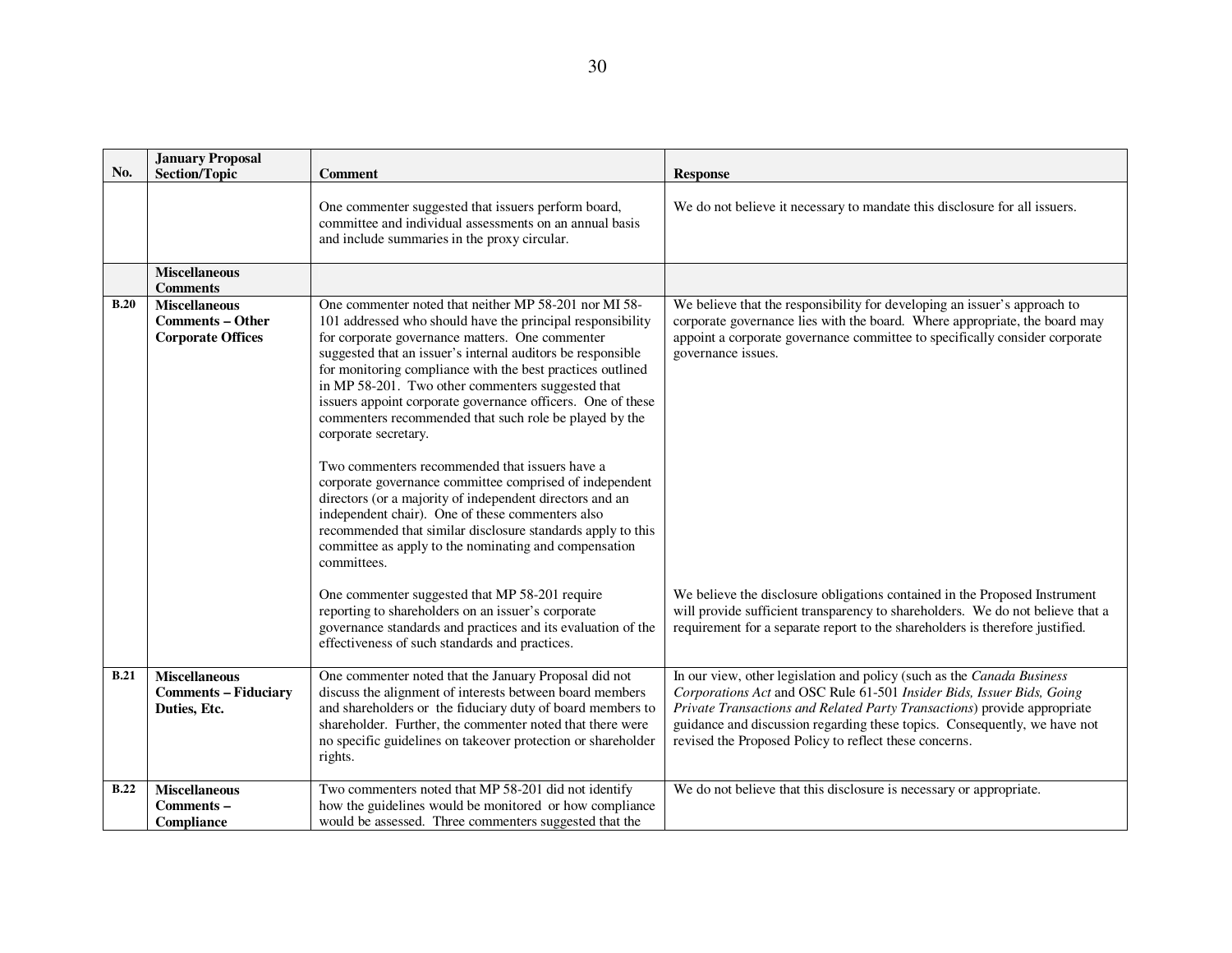| No. | January Proposal Section/Topic | Comment | Response |
|---|---|---|---|
| | | One commenter suggested that issuers perform board, committee and individual assessments on an annual basis and include summaries in the proxy circular. | We do not believe it necessary to mandate this disclosure for all issuers. |
| | **Miscellaneous Comments** | | |
| **B.20** | **Miscellaneous Comments – Other Corporate Offices** | One commenter noted that neither MP 58-201 nor MI 58-101 addressed who should have the principal responsibility for corporate governance matters. One commenter suggested that an issuer's internal auditors be responsible for monitoring compliance with the best practices outlined in MP 58-201. Two other commenters suggested that issuers appoint corporate governance officers. One of these commenters recommended that such role be played by the corporate secretary.<br><br>Two commenters recommended that issuers have a corporate governance committee comprised of independent directors (or a majority of independent directors and an independent chair). One of these commenters also recommended that similar disclosure standards apply to this committee as apply to the nominating and compensation committees. | We believe that the responsibility for developing an issuer's approach to corporate governance lies with the board. Where appropriate, the board may appoint a corporate governance committee to specifically consider corporate governance issues. |
| | | One commenter suggested that MP 58-201 require reporting to shareholders on an issuer's corporate governance standards and practices and its evaluation of the effectiveness of such standards and practices. | We believe the disclosure obligations contained in the Proposed Instrument will provide sufficient transparency to shareholders. We do not believe that a requirement for a separate report to the shareholders is therefore justified. |
| **B.21** | **Miscellaneous Comments – Fiduciary Duties, Etc.** | One commenter noted that the January Proposal did not discuss the alignment of interests between board members and shareholders or the fiduciary duty of board members to shareholder. Further, the commenter noted that there were no specific guidelines on takeover protection or shareholder rights. | In our view, other legislation and policy (such as the *Canada Business Corporations Act* and OSC Rule 61-501 *Insider Bids, Issuer Bids, Going Private Transactions and Related Party Transactions*) provide appropriate guidance and discussion regarding these topics. Consequently, we have not revised the Proposed Policy to reflect these concerns. |
| **B.22** | **Miscellaneous Comments – Compliance** | Two commenters noted that MP 58-201 did not identify how the guidelines would be monitored or how compliance would be assessed. Three commenters suggested that the | We do not believe that this disclosure is necessary or appropriate. |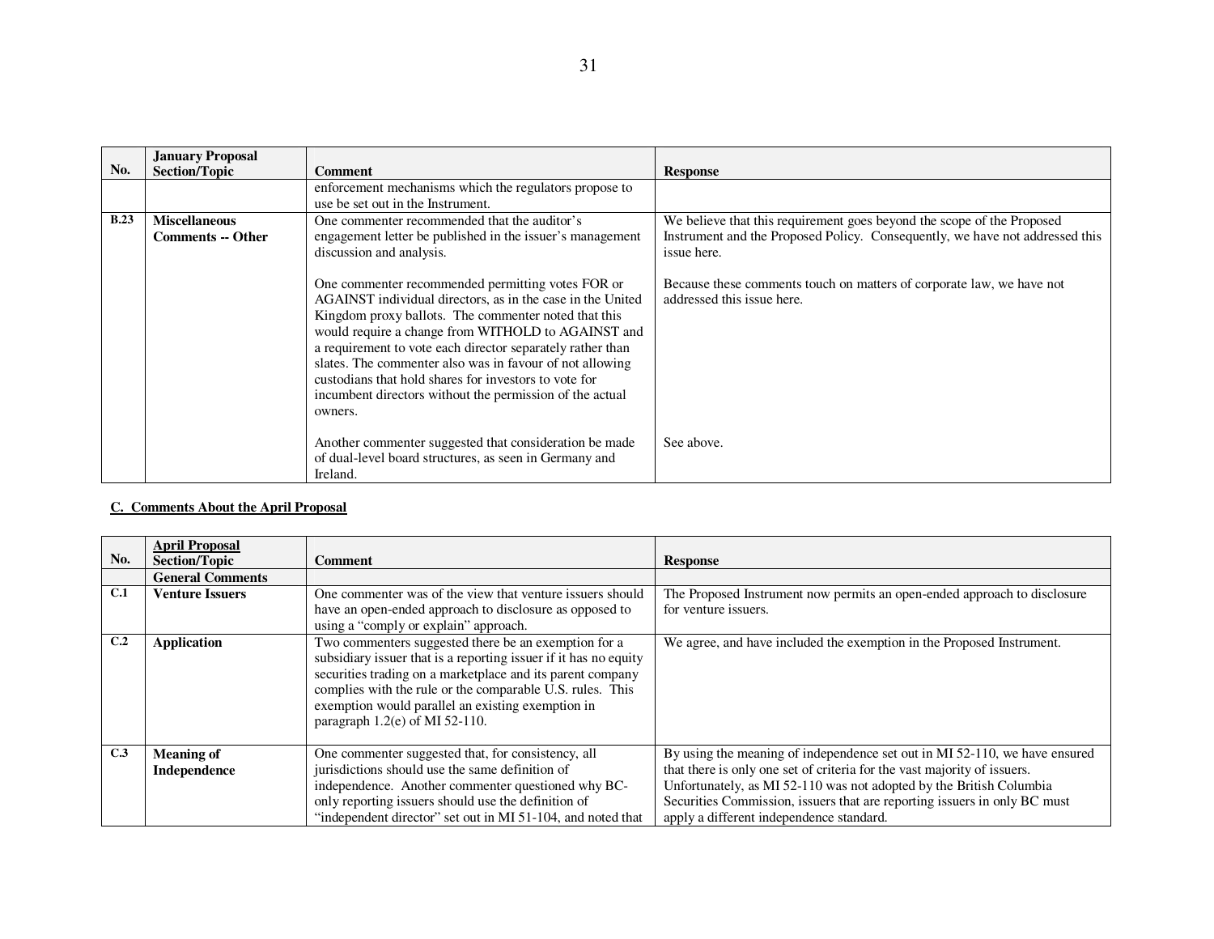| No. | January Proposal Section/Topic | Comment | Response |
|---|---|---|---|
| | | enforcement mechanisms which the regulators propose to use be set out in the Instrument. | |
| **B.23** | **Miscellaneous Comments -- Other** | One commenter recommended that the auditor's engagement letter be published in the issuer's management discussion and analysis.<br><br>One commenter recommended permitting votes FOR or AGAINST individual directors, as in the case in the United Kingdom proxy ballots. The commenter noted that this would require a change from WITHOLD to AGAINST and a requirement to vote each director separately rather than slates. The commenter also was in favour of not allowing custodians that hold shares for investors to vote for incumbent directors without the permission of the actual owners.<br><br>Another commenter suggested that consideration be made of dual-level board structures, as seen in Germany and Ireland. | We believe that this requirement goes beyond the scope of the Proposed Instrument and the Proposed Policy. Consequently, we have not addressed this issue here.<br><br>Because these comments touch on matters of corporate law, we have not addressed this issue here.<br><br>See above. |

## C. Comments About the April Proposal

| No. | April Proposal Section/Topic | Comment | Response |
|---|---|---|---|
| | **General Comments** | | |
| **C.1** | **Venture Issuers** | One commenter was of the view that venture issuers should have an open-ended approach to disclosure as opposed to using a "comply or explain" approach. | The Proposed Instrument now permits an open-ended approach to disclosure for venture issuers. |
| **C.2** | **Application** | Two commenters suggested there be an exemption for a subsidiary issuer that is a reporting issuer if it has no equity securities trading on a marketplace and its parent company complies with the rule or the comparable U.S. rules. This exemption would parallel an existing exemption in paragraph 1.2(e) of MI 52-110. | We agree, and have included the exemption in the Proposed Instrument. |
| **C.3** | **Meaning of Independence** | One commenter suggested that, for consistency, all jurisdictions should use the same definition of independence. Another commenter questioned why BC-only reporting issuers should use the definition of "independent director" set out in MI 51-104, and noted that | By using the meaning of independence set out in MI 52-110, we have ensured that there is only one set of criteria for the vast majority of issuers. Unfortunately, as MI 52-110 was not adopted by the British Columbia Securities Commission, issuers that are reporting issuers in only BC must apply a different independence standard. |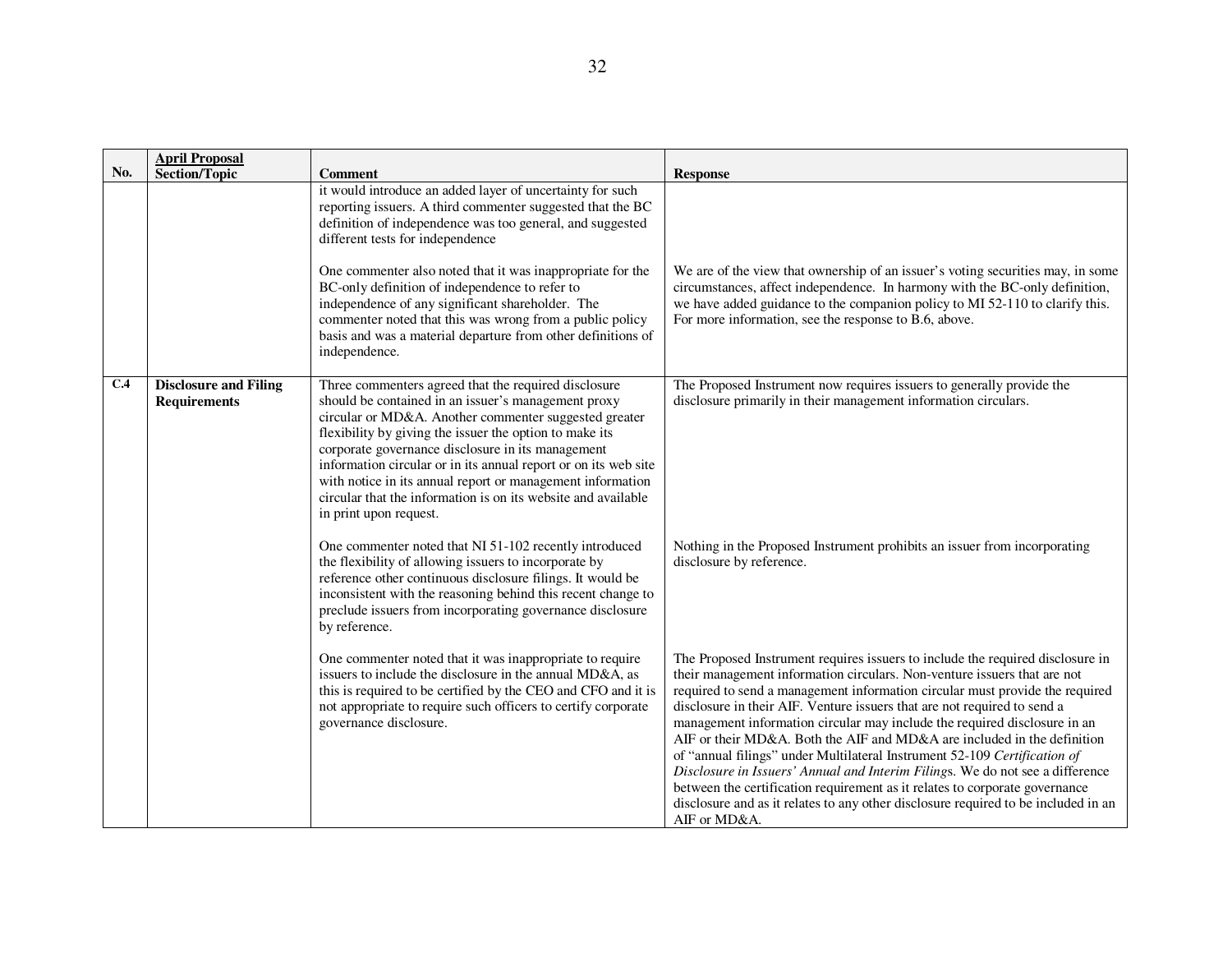| No. | April Proposal Section/Topic | Comment | Response |
|---|---|---|---|
| | | it would introduce an added layer of uncertainty for such reporting issuers. A third commenter suggested that the BC definition of independence was too general, and suggested different tests for independence | |
| | | One commenter also noted that it was inappropriate for the BC-only definition of independence to refer to independence of any significant shareholder. The commenter noted that this was wrong from a public policy basis and was a material departure from other definitions of independence. | We are of the view that ownership of an issuer's voting securities may, in some circumstances, affect independence. In harmony with the BC-only definition, we have added guidance to the companion policy to MI 52-110 to clarify this. For more information, see the response to B.6, above. |
| **C.4** | **Disclosure and Filing Requirements** | Three commenters agreed that the required disclosure should be contained in an issuer's management proxy circular or MD&A. Another commenter suggested greater flexibility by giving the issuer the option to make its corporate governance disclosure in its management information circular or in its annual report or on its web site with notice in its annual report or management information circular that the information is on its website and available in print upon request. | The Proposed Instrument now requires issuers to generally provide the disclosure primarily in their management information circulars. |
| | | One commenter noted that NI 51-102 recently introduced the flexibility of allowing issuers to incorporate by reference other continuous disclosure filings. It would be inconsistent with the reasoning behind this recent change to preclude issuers from incorporating governance disclosure by reference. | Nothing in the Proposed Instrument prohibits an issuer from incorporating disclosure by reference. |
| | | One commenter noted that it was inappropriate to require issuers to include the disclosure in the annual MD&A, as this is required to be certified by the CEO and CFO and it is not appropriate to require such officers to certify corporate governance disclosure. | The Proposed Instrument requires issuers to include the required disclosure in their management information circulars. Non-venture issuers that are not required to send a management information circular must provide the required disclosure in their AIF. Venture issuers that are not required to send a management information circular may include the required disclosure in an AIF or their MD&A. Both the AIF and MD&A are included in the definition of "annual filings" under Multilateral Instrument 52-109 *Certification of Disclosure in Issuers' Annual and Interim Filings*. We do not see a difference between the certification requirement as it relates to corporate governance disclosure and as it relates to any other disclosure required to be included in an AIF or MD&A. |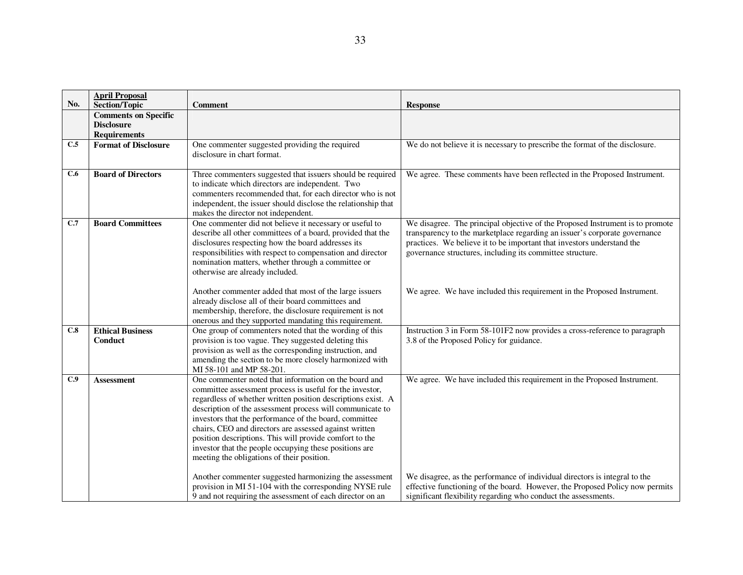| No. | April Proposal Section/Topic | Comment | Response |
|---|---|---|---|
| | **Comments on Specific Disclosure Requirements** | | |
| **C.5** | **Format of Disclosure** | One commenter suggested providing the required disclosure in chart format. | We do not believe it is necessary to prescribe the format of the disclosure. |
| **C.6** | **Board of Directors** | Three commenters suggested that issuers should be required to indicate which directors are independent. Two commenters recommended that, for each director who is not independent, the issuer should disclose the relationship that makes the director not independent. | We agree. These comments have been reflected in the Proposed Instrument. |
| **C.7** | **Board Committees** | One commenter did not believe it necessary or useful to describe all other committees of a board, provided that the disclosures respecting how the board addresses its responsibilities with respect to compensation and director nomination matters, whether through a committee or otherwise are already included.<br><br>Another commenter added that most of the large issuers already disclose all of their board committees and membership, therefore, the disclosure requirement is not onerous and they supported mandating this requirement. | We disagree. The principal objective of the Proposed Instrument is to promote transparency to the marketplace regarding an issuer's corporate governance practices. We believe it to be important that investors understand the governance structures, including its committee structure.<br><br>We agree. We have included this requirement in the Proposed Instrument. |
| **C.8** | **Ethical Business Conduct** | One group of commenters noted that the wording of this provision is too vague. They suggested deleting this provision as well as the corresponding instruction, and amending the section to be more closely harmonized with MI 58-101 and MP 58-201. | Instruction 3 in Form 58-101F2 now provides a cross-reference to paragraph 3.8 of the Proposed Policy for guidance. |
| **C.9** | **Assessment** | One commenter noted that information on the board and committee assessment process is useful for the investor, regardless of whether written position descriptions exist. A description of the assessment process will communicate to investors that the performance of the board, committee chairs, CEO and directors are assessed against written position descriptions. This will provide comfort to the investor that the people occupying these positions are meeting the obligations of their position.<br><br>Another commenter suggested harmonizing the assessment provision in MI 51-104 with the corresponding NYSE rule 9 and not requiring the assessment of each director on an | We agree. We have included this requirement in the Proposed Instrument.<br><br>We disagree, as the performance of individual directors is integral to the effective functioning of the board. However, the Proposed Policy now permits significant flexibility regarding who conduct the assessments. |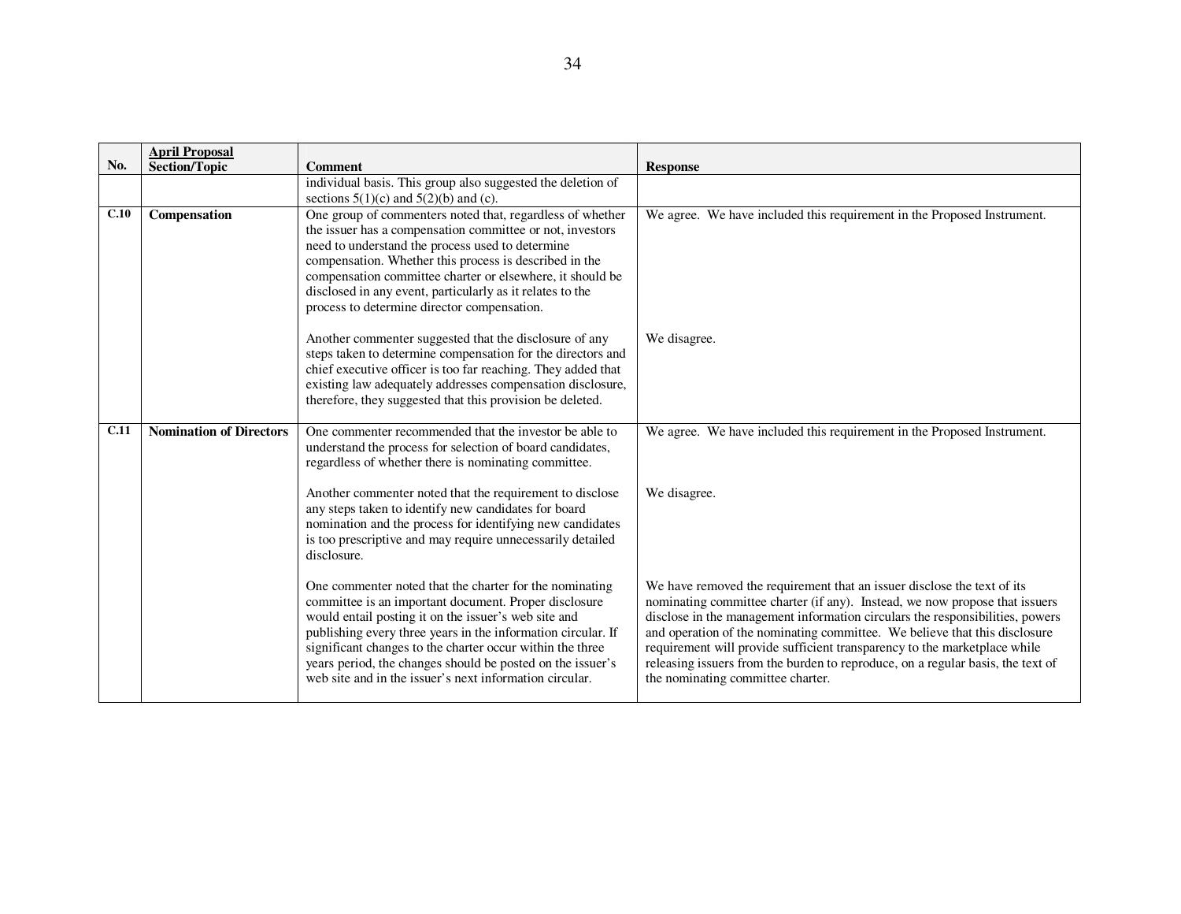| No. | April Proposal Section/Topic | Comment | Response |
| --- | --- | --- | --- |
| | | individual basis. This group also suggested the deletion of sections 5(1)(c) and 5(2)(b) and (c). | |
| **C.10** | **Compensation** | One group of commenters noted that, regardless of whether the issuer has a compensation committee or not, investors need to understand the process used to determine compensation. Whether this process is described in the compensation committee charter or elsewhere, it should be disclosed in any event, particularly as it relates to the process to determine director compensation.<br><br>Another commenter suggested that the disclosure of any steps taken to determine compensation for the directors and chief executive officer is too far reaching. They added that existing law adequately addresses compensation disclosure, therefore, they suggested that this provision be deleted. | We agree. We have included this requirement in the Proposed Instrument.<br><br>We disagree. |
| **C.11** | **Nomination of Directors** | One commenter recommended that the investor be able to understand the process for selection of board candidates, regardless of whether there is nominating committee.<br><br>Another commenter noted that the requirement to disclose any steps taken to identify new candidates for board nomination and the process for identifying new candidates is too prescriptive and may require unnecessarily detailed disclosure.<br><br>One commenter noted that the charter for the nominating committee is an important document. Proper disclosure would entail posting it on the issuer's web site and publishing every three years in the information circular. If significant changes to the charter occur within the three years period, the changes should be posted on the issuer's web site and in the issuer's next information circular. | We agree. We have included this requirement in the Proposed Instrument.<br><br>We disagree.<br><br>We have removed the requirement that an issuer disclose the text of its nominating committee charter (if any). Instead, we now propose that issuers disclose in the management information circulars the responsibilities, powers and operation of the nominating committee. We believe that this disclosure requirement will provide sufficient transparency to the marketplace while releasing issuers from the burden to reproduce, on a regular basis, the text of the nominating committee charter. |